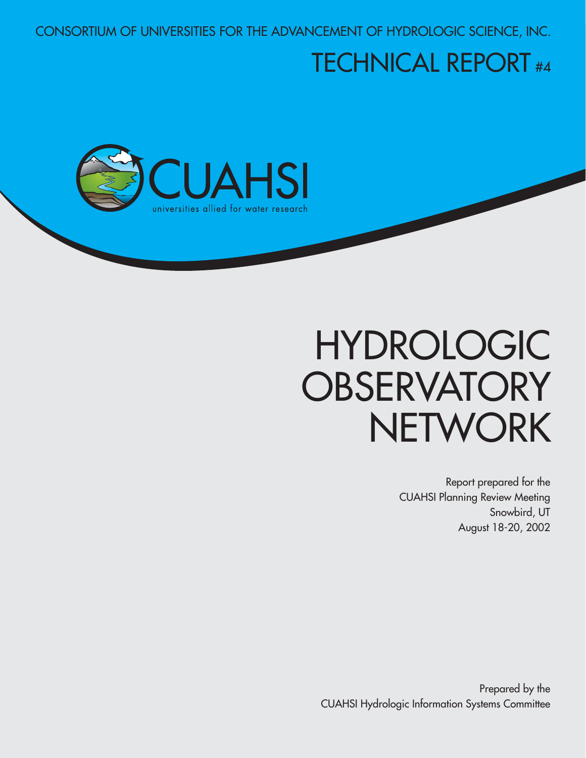CONSORTIUM OF UNIVERSITIES FOR THE ADVANCEMENT OF HYDROLOGIC SCIENCE, INC.

TECHNICAL REPORT #4

CUAHSI

universities allied for water research

# HYDROLOGIC OBSERVATORY NETWORK

Report prepared for the
CUAHSI Planning Review Meeting
Snowbird, UT
August 18-20, 2002

Prepared by the
CUAHSI Hydrologic Information Systems Committee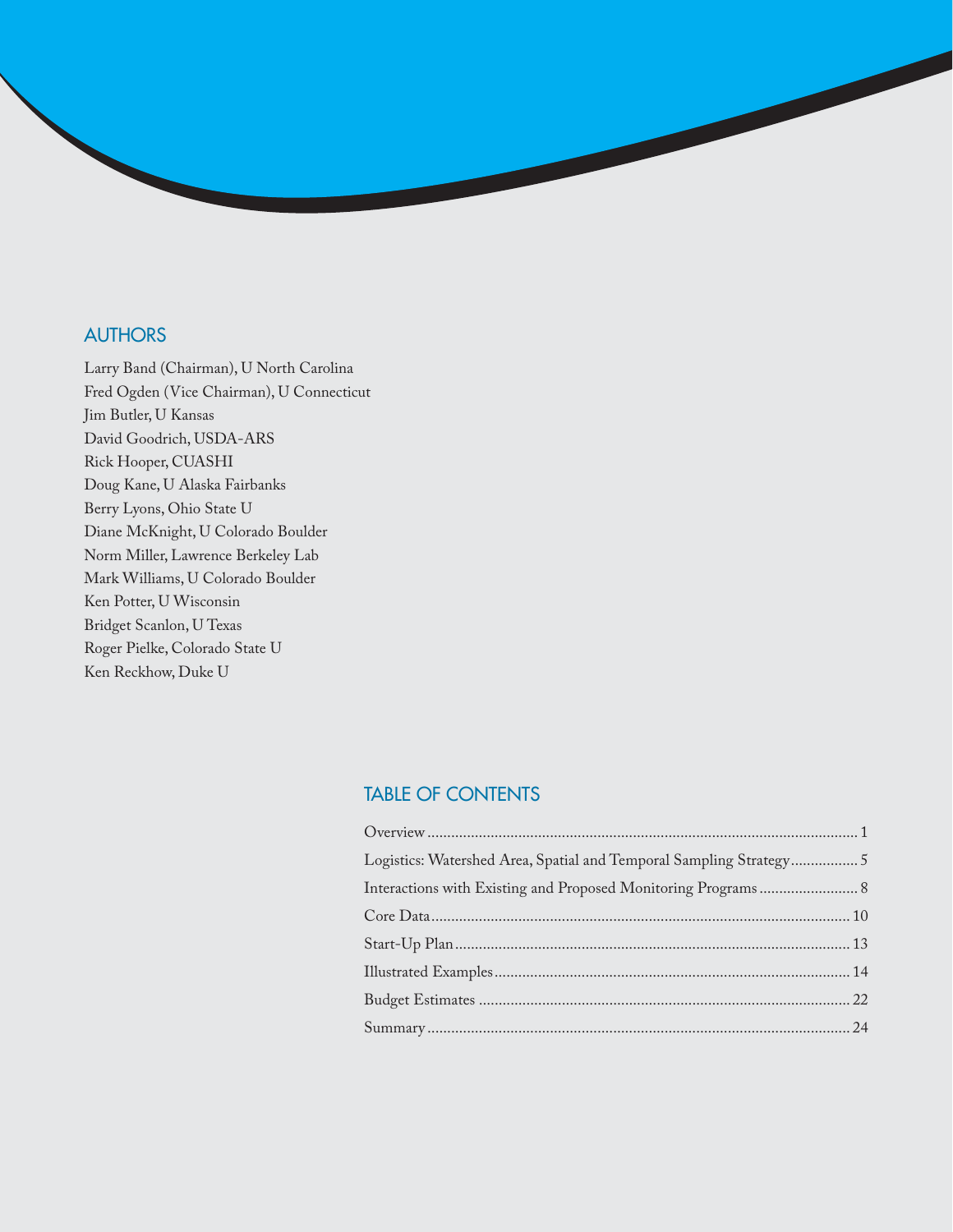## AUTHORS

Larry Band (Chairman), U North Carolina
Fred Ogden (Vice Chairman), U Connecticut
Jim Butler, U Kansas
David Goodrich, USDA-ARS
Rick Hooper, CUASHI
Doug Kane, U Alaska Fairbanks
Berry Lyons, Ohio State U
Diane McKnight, U Colorado Boulder
Norm Miller, Lawrence Berkeley Lab
Mark Williams, U Colorado Boulder
Ken Potter, U Wisconsin
Bridget Scanlon, U Texas
Roger Pielke, Colorado State U
Ken Reckhow, Duke U

## TABLE OF CONTENTS

Overview .......... 1
Logistics: Watershed Area, Spatial and Temporal Sampling Strategy .......... 5
Interactions with Existing and Proposed Monitoring Programs .......... 8
Core Data .......... 10
Start-Up Plan .......... 13
Illustrated Examples .......... 14
Budget Estimates .......... 22
Summary .......... 24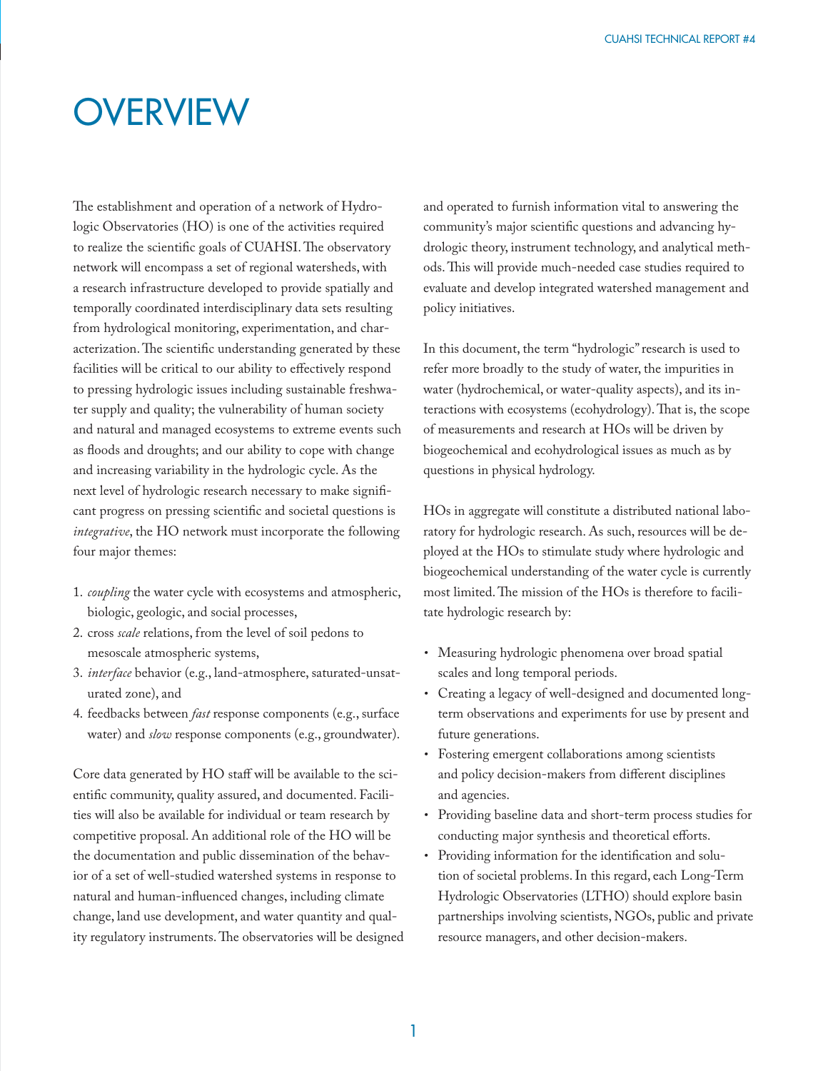# OVERVIEW

The establishment and operation of a network of Hydrologic Observatories (HO) is one of the activities required to realize the scientific goals of CUAHSI. The observatory network will encompass a set of regional watersheds, with a research infrastructure developed to provide spatially and temporally coordinated interdisciplinary data sets resulting from hydrological monitoring, experimentation, and characterization. The scientific understanding generated by these facilities will be critical to our ability to effectively respond to pressing hydrologic issues including sustainable freshwater supply and quality; the vulnerability of human society and natural and managed ecosystems to extreme events such as floods and droughts; and our ability to cope with change and increasing variability in the hydrologic cycle. As the next level of hydrologic research necessary to make significant progress on pressing scientific and societal questions is *integrative*, the HO network must incorporate the following four major themes:

1. *coupling* the water cycle with ecosystems and atmospheric, biologic, geologic, and social processes,
2. cross *scale* relations, from the level of soil pedons to mesoscale atmospheric systems,
3. *interface* behavior (e.g., land-atmosphere, saturated-unsaturated zone), and
4. feedbacks between *fast* response components (e.g., surface water) and *slow* response components (e.g., groundwater).

Core data generated by HO staff will be available to the scientific community, quality assured, and documented. Facilities will also be available for individual or team research by competitive proposal. An additional role of the HO will be the documentation and public dissemination of the behavior of a set of well-studied watershed systems in response to natural and human-influenced changes, including climate change, land use development, and water quantity and quality regulatory instruments. The observatories will be designed and operated to furnish information vital to answering the community's major scientific questions and advancing hydrologic theory, instrument technology, and analytical methods. This will provide much-needed case studies required to evaluate and develop integrated watershed management and policy initiatives.

In this document, the term "hydrologic" research is used to refer more broadly to the study of water, the impurities in water (hydrochemical, or water-quality aspects), and its interactions with ecosystems (ecohydrology). That is, the scope of measurements and research at HOs will be driven by biogeochemical and ecohydrological issues as much as by questions in physical hydrology.

HOs in aggregate will constitute a distributed national laboratory for hydrologic research. As such, resources will be deployed at the HOs to stimulate study where hydrologic and biogeochemical understanding of the water cycle is currently most limited. The mission of the HOs is therefore to facilitate hydrologic research by:

- Measuring hydrologic phenomena over broad spatial scales and long temporal periods.
- Creating a legacy of well-designed and documented long-term observations and experiments for use by present and future generations.
- Fostering emergent collaborations among scientists and policy decision-makers from different disciplines and agencies.
- Providing baseline data and short-term process studies for conducting major synthesis and theoretical efforts.
- Providing information for the identification and solution of societal problems. In this regard, each Long-Term Hydrologic Observatories (LTHO) should explore basin partnerships involving scientists, NGOs, public and private resource managers, and other decision-makers.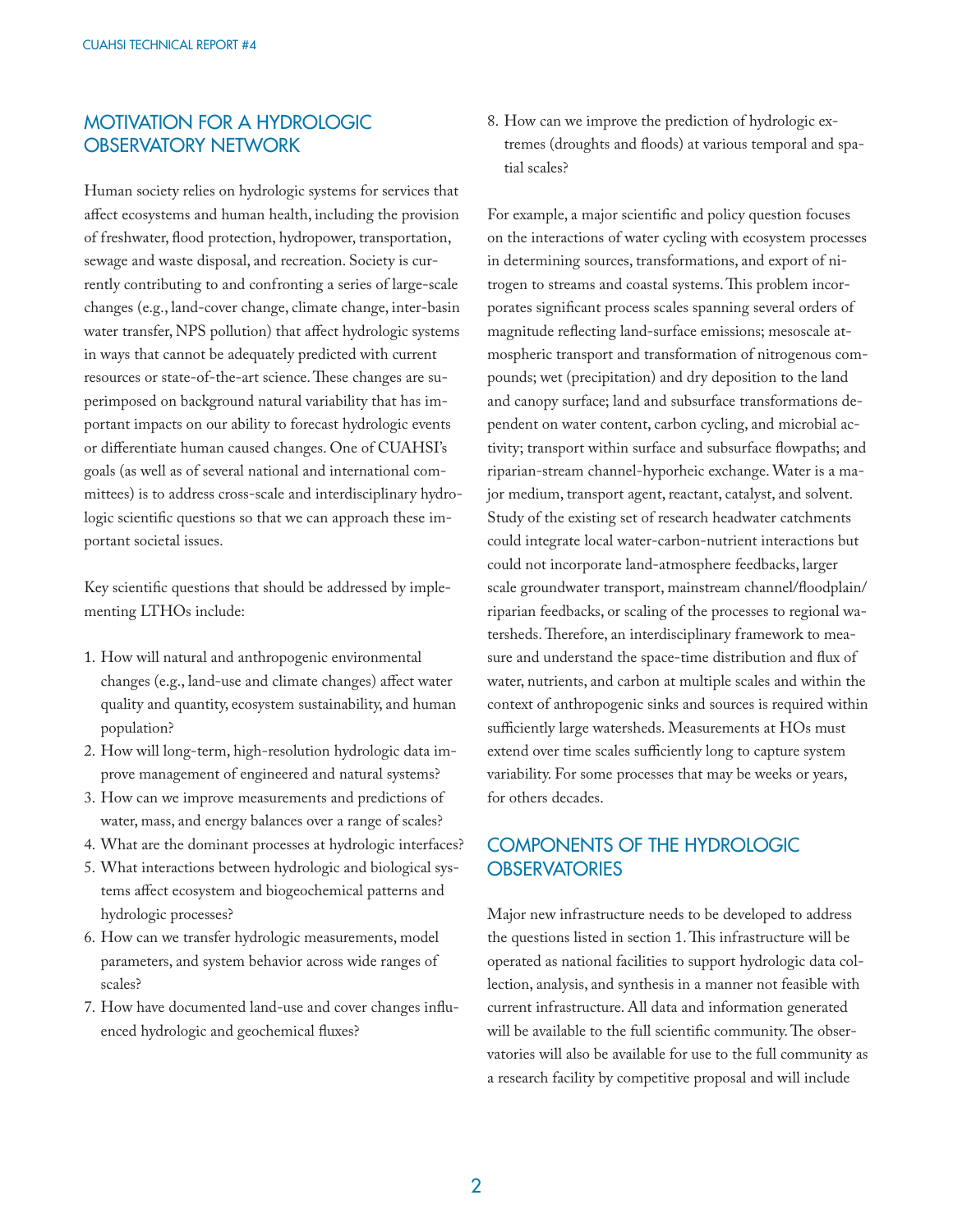## MOTIVATION FOR A HYDROLOGIC OBSERVATORY NETWORK

Human society relies on hydrologic systems for services that affect ecosystems and human health, including the provision of freshwater, flood protection, hydropower, transportation, sewage and waste disposal, and recreation. Society is currently contributing to and confronting a series of large-scale changes (e.g., land-cover change, climate change, inter-basin water transfer, NPS pollution) that affect hydrologic systems in ways that cannot be adequately predicted with current resources or state-of-the-art science. These changes are superimposed on background natural variability that has important impacts on our ability to forecast hydrologic events or differentiate human caused changes. One of CUAHSI's goals (as well as of several national and international committees) is to address cross-scale and interdisciplinary hydrologic scientific questions so that we can approach these important societal issues.

Key scientific questions that should be addressed by implementing LTHOs include:

1. How will natural and anthropogenic environmental changes (e.g., land-use and climate changes) affect water quality and quantity, ecosystem sustainability, and human population?
2. How will long-term, high-resolution hydrologic data improve management of engineered and natural systems?
3. How can we improve measurements and predictions of water, mass, and energy balances over a range of scales?
4. What are the dominant processes at hydrologic interfaces?
5. What interactions between hydrologic and biological systems affect ecosystem and biogeochemical patterns and hydrologic processes?
6. How can we transfer hydrologic measurements, model parameters, and system behavior across wide ranges of scales?
7. How have documented land-use and cover changes influenced hydrologic and geochemical fluxes?
8. How can we improve the prediction of hydrologic extremes (droughts and floods) at various temporal and spatial scales?

For example, a major scientific and policy question focuses on the interactions of water cycling with ecosystem processes in determining sources, transformations, and export of nitrogen to streams and coastal systems. This problem incorporates significant process scales spanning several orders of magnitude reflecting land-surface emissions; mesoscale atmospheric transport and transformation of nitrogenous compounds; wet (precipitation) and dry deposition to the land and canopy surface; land and subsurface transformations dependent on water content, carbon cycling, and microbial activity; transport within surface and subsurface flowpaths; and riparian-stream channel-hyporheic exchange. Water is a major medium, transport agent, reactant, catalyst, and solvent. Study of the existing set of research headwater catchments could integrate local water-carbon-nutrient interactions but could not incorporate land-atmosphere feedbacks, larger scale groundwater transport, mainstream channel/floodplain/riparian feedbacks, or scaling of the processes to regional watersheds. Therefore, an interdisciplinary framework to measure and understand the space-time distribution and flux of water, nutrients, and carbon at multiple scales and within the context of anthropogenic sinks and sources is required within sufficiently large watersheds. Measurements at HOs must extend over time scales sufficiently long to capture system variability. For some processes that may be weeks or years, for others decades.

## COMPONENTS OF THE HYDROLOGIC OBSERVATORIES

Major new infrastructure needs to be developed to address the questions listed in section 1. This infrastructure will be operated as national facilities to support hydrologic data collection, analysis, and synthesis in a manner not feasible with current infrastructure. All data and information generated will be available to the full scientific community. The observatories will also be available for use to the full community as a research facility by competitive proposal and will include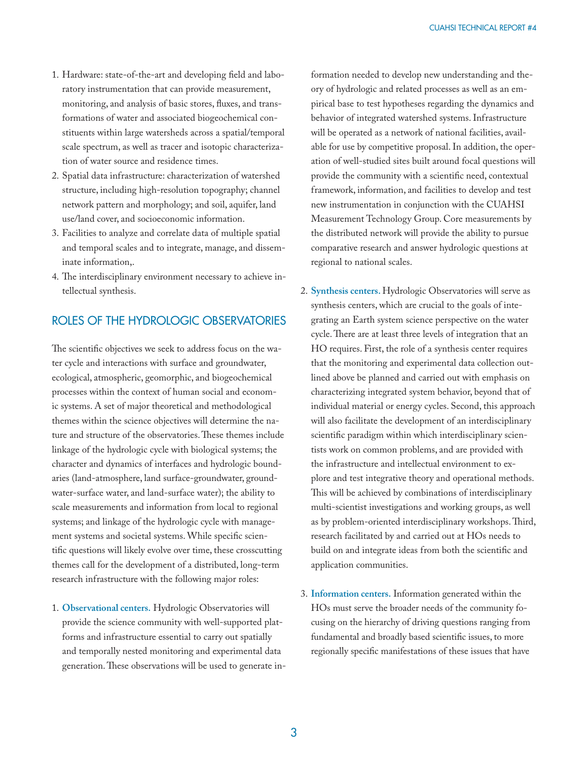1. Hardware: state-of-the-art and developing field and laboratory instrumentation that can provide measurement, monitoring, and analysis of basic stores, fluxes, and transformations of water and associated biogeochemical constituents within large watersheds across a spatial/temporal scale spectrum, as well as tracer and isotopic characterization of water source and residence times.
2. Spatial data infrastructure: characterization of watershed structure, including high-resolution topography; channel network pattern and morphology; and soil, aquifer, land use/land cover, and socioeconomic information.
3. Facilities to analyze and correlate data of multiple spatial and temporal scales and to integrate, manage, and disseminate information,.
4. The interdisciplinary environment necessary to achieve intellectual synthesis.

## ROLES OF THE HYDROLOGIC OBSERVATORIES

The scientific objectives we seek to address focus on the water cycle and interactions with surface and groundwater, ecological, atmospheric, geomorphic, and biogeochemical processes within the context of human social and economic systems. A set of major theoretical and methodological themes within the science objectives will determine the nature and structure of the observatories. These themes include linkage of the hydrologic cycle with biological systems; the character and dynamics of interfaces and hydrologic boundaries (land-atmosphere, land surface-groundwater, groundwater-surface water, and land-surface water); the ability to scale measurements and information from local to regional systems; and linkage of the hydrologic cycle with management systems and societal systems. While specific scientific questions will likely evolve over time, these crosscutting themes call for the development of a distributed, long-term research infrastructure with the following major roles:

1. **Observational centers.** Hydrologic Observatories will provide the science community with well-supported platforms and infrastructure essential to carry out spatially and temporally nested monitoring and experimental data generation. These observations will be used to generate information needed to develop new understanding and theory of hydrologic and related processes as well as an empirical base to test hypotheses regarding the dynamics and behavior of integrated watershed systems. Infrastructure will be operated as a network of national facilities, available for use by competitive proposal. In addition, the operation of well-studied sites built around focal questions will provide the community with a scientific need, contextual framework, information, and facilities to develop and test new instrumentation in conjunction with the CUAHSI Measurement Technology Group. Core measurements by the distributed network will provide the ability to pursue comparative research and answer hydrologic questions at regional to national scales.

2. **Synthesis centers.** Hydrologic Observatories will serve as synthesis centers, which are crucial to the goals of integrating an Earth system science perspective on the water cycle. There are at least three levels of integration that an HO requires. First, the role of a synthesis center requires that the monitoring and experimental data collection outlined above be planned and carried out with emphasis on characterizing integrated system behavior, beyond that of individual material or energy cycles. Second, this approach will also facilitate the development of an interdisciplinary scientific paradigm within which interdisciplinary scientists work on common problems, and are provided with the infrastructure and intellectual environment to explore and test integrative theory and operational methods. This will be achieved by combinations of interdisciplinary multi-scientist investigations and working groups, as well as by problem-oriented interdisciplinary workshops. Third, research facilitated by and carried out at HOs needs to build on and integrate ideas from both the scientific and application communities.

3. **Information centers.** Information generated within the HOs must serve the broader needs of the community focusing on the hierarchy of driving questions ranging from fundamental and broadly based scientific issues, to more regionally specific manifestations of these issues that have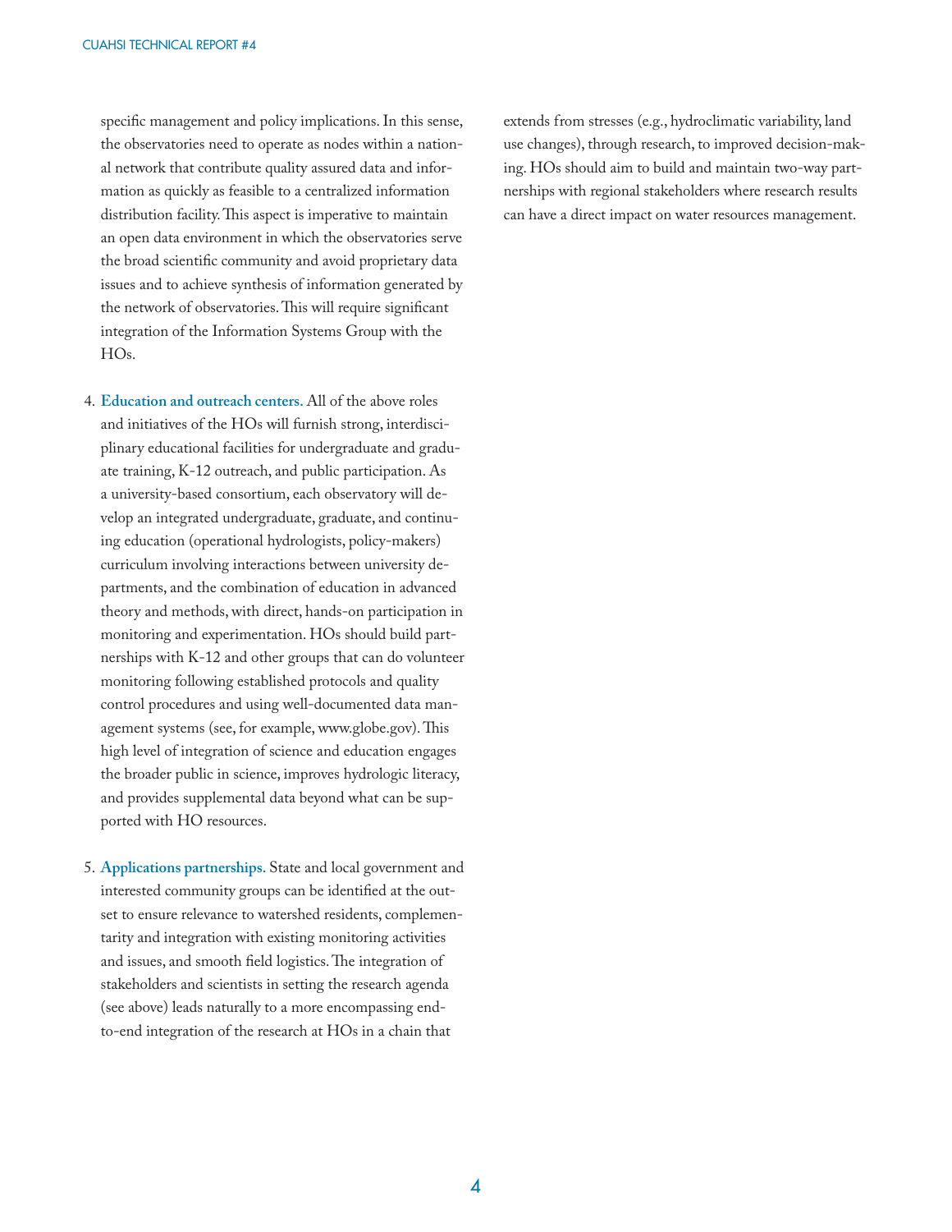specific management and policy implications. In this sense, the observatories need to operate as nodes within a national network that contribute quality assured data and information as quickly as feasible to a centralized information distribution facility. This aspect is imperative to maintain an open data environment in which the observatories serve the broad scientific community and avoid proprietary data issues and to achieve synthesis of information generated by the network of observatories. This will require significant integration of the Information Systems Group with the HOs.

4. **Education and outreach centers.** All of the above roles and initiatives of the HOs will furnish strong, interdisciplinary educational facilities for undergraduate and graduate training, K-12 outreach, and public participation. As a university-based consortium, each observatory will develop an integrated undergraduate, graduate, and continuing education (operational hydrologists, policy-makers) curriculum involving interactions between university departments, and the combination of education in advanced theory and methods, with direct, hands-on participation in monitoring and experimentation. HOs should build partnerships with K-12 and other groups that can do volunteer monitoring following established protocols and quality control procedures and using well-documented data management systems (see, for example, www.globe.gov). This high level of integration of science and education engages the broader public in science, improves hydrologic literacy, and provides supplemental data beyond what can be supported with HO resources.

5. **Applications partnerships.** State and local government and interested community groups can be identified at the outset to ensure relevance to watershed residents, complementarity and integration with existing monitoring activities and issues, and smooth field logistics. The integration of stakeholders and scientists in setting the research agenda (see above) leads naturally to a more encompassing end-to-end integration of the research at HOs in a chain that extends from stresses (e.g., hydroclimatic variability, land use changes), through research, to improved decision-making. HOs should aim to build and maintain two-way partnerships with regional stakeholders where research results can have a direct impact on water resources management.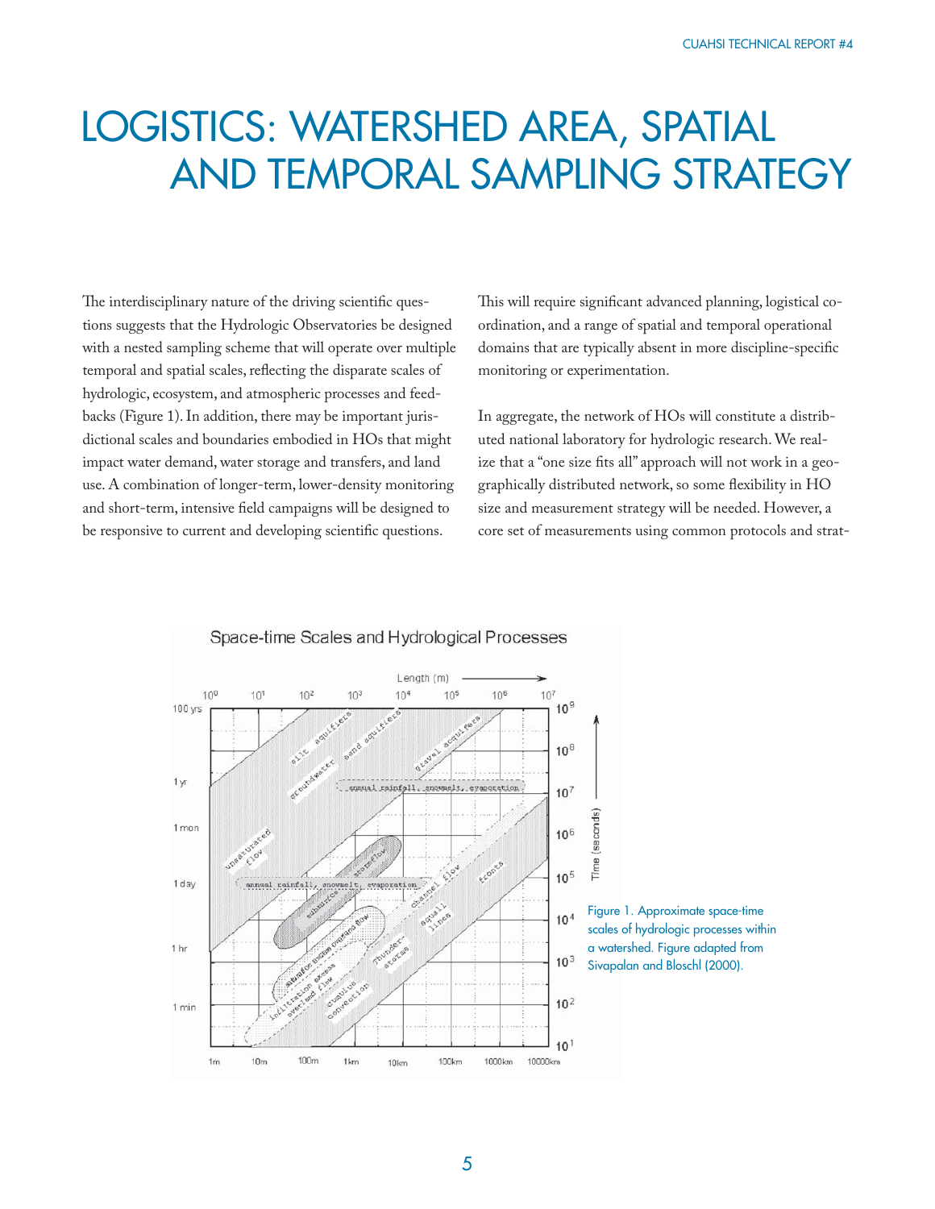# LOGISTICS: WATERSHED AREA, SPATIAL AND TEMPORAL SAMPLING STRATEGY

The interdisciplinary nature of the driving scientific questions suggests that the Hydrologic Observatories be designed with a nested sampling scheme that will operate over multiple temporal and spatial scales, reflecting the disparate scales of hydrologic, ecosystem, and atmospheric processes and feedbacks (Figure 1). In addition, there may be important jurisdictional scales and boundaries embodied in HOs that might impact water demand, water storage and transfers, and land use. A combination of longer-term, lower-density monitoring and short-term, intensive field campaigns will be designed to be responsive to current and developing scientific questions.

This will require significant advanced planning, logistical coordination, and a range of spatial and temporal operational domains that are typically absent in more discipline-specific monitoring or experimentation.

In aggregate, the network of HOs will constitute a distributed national laboratory for hydrologic research. We realize that a "one size fits all" approach will not work in a geographically distributed network, so some flexibility in HO size and measurement strategy will be needed. However, a core set of measurements using common protocols and strat-

Figure 1. Approximate space-time scales of hydrologic processes within a watershed. Figure adapted from Sivapalan and Bloschl (2000).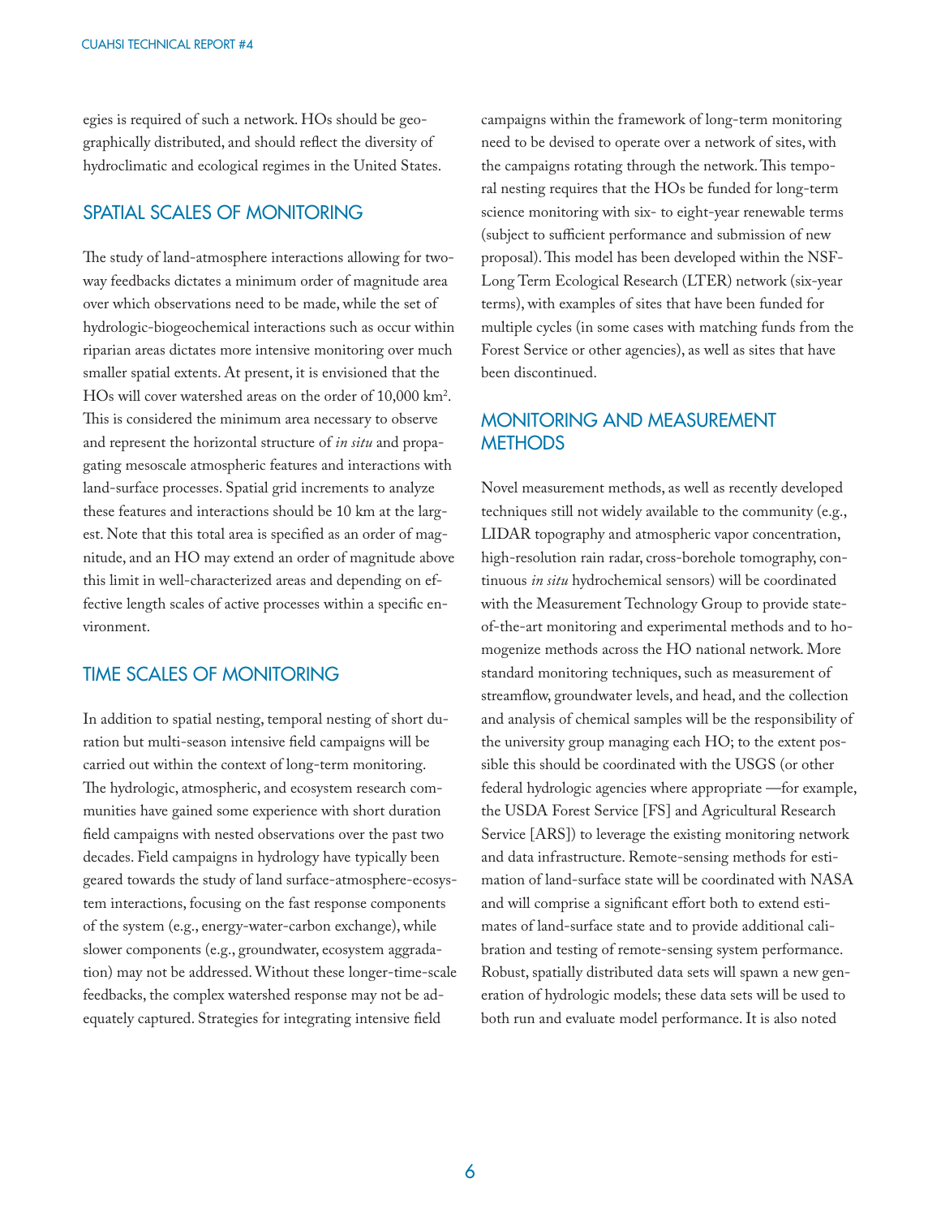egies is required of such a network. HOs should be geographically distributed, and should reflect the diversity of hydroclimatic and ecological regimes in the United States.

## SPATIAL SCALES OF MONITORING

The study of land-atmosphere interactions allowing for two-way feedbacks dictates a minimum order of magnitude area over which observations need to be made, while the set of hydrologic-biogeochemical interactions such as occur within riparian areas dictates more intensive monitoring over much smaller spatial extents. At present, it is envisioned that the HOs will cover watershed areas on the order of 10,000 km$^2$. This is considered the minimum area necessary to observe and represent the horizontal structure of *in situ* and propagating mesoscale atmospheric features and interactions with land-surface processes. Spatial grid increments to analyze these features and interactions should be 10 km at the largest. Note that this total area is specified as an order of magnitude, and an HO may extend an order of magnitude above this limit in well-characterized areas and depending on effective length scales of active processes within a specific environment.

## TIME SCALES OF MONITORING

In addition to spatial nesting, temporal nesting of short duration but multi-season intensive field campaigns will be carried out within the context of long-term monitoring. The hydrologic, atmospheric, and ecosystem research communities have gained some experience with short duration field campaigns with nested observations over the past two decades. Field campaigns in hydrology have typically been geared towards the study of land surface-atmosphere-ecosystem interactions, focusing on the fast response components of the system (e.g., energy-water-carbon exchange), while slower components (e.g., groundwater, ecosystem aggradation) may not be addressed. Without these longer-time-scale feedbacks, the complex watershed response may not be adequately captured. Strategies for integrating intensive field campaigns within the framework of long-term monitoring need to be devised to operate over a network of sites, with the campaigns rotating through the network. This temporal nesting requires that the HOs be funded for long-term science monitoring with six- to eight-year renewable terms (subject to sufficient performance and submission of new proposal). This model has been developed within the NSF-Long Term Ecological Research (LTER) network (six-year terms), with examples of sites that have been funded for multiple cycles (in some cases with matching funds from the Forest Service or other agencies), as well as sites that have been discontinued.

## MONITORING AND MEASUREMENT METHODS

Novel measurement methods, as well as recently developed techniques still not widely available to the community (e.g., LIDAR topography and atmospheric vapor concentration, high-resolution rain radar, cross-borehole tomography, continuous *in situ* hydrochemical sensors) will be coordinated with the Measurement Technology Group to provide state-of-the-art monitoring and experimental methods and to homogenize methods across the HO national network. More standard monitoring techniques, such as measurement of streamflow, groundwater levels, and head, and the collection and analysis of chemical samples will be the responsibility of the university group managing each HO; to the extent possible this should be coordinated with the USGS (or other federal hydrologic agencies where appropriate —for example, the USDA Forest Service [FS] and Agricultural Research Service [ARS]) to leverage the existing monitoring network and data infrastructure. Remote-sensing methods for estimation of land-surface state will be coordinated with NASA and will comprise a significant effort both to extend estimates of land-surface state and to provide additional calibration and testing of remote-sensing system performance. Robust, spatially distributed data sets will spawn a new generation of hydrologic models; these data sets will be used to both run and evaluate model performance. It is also noted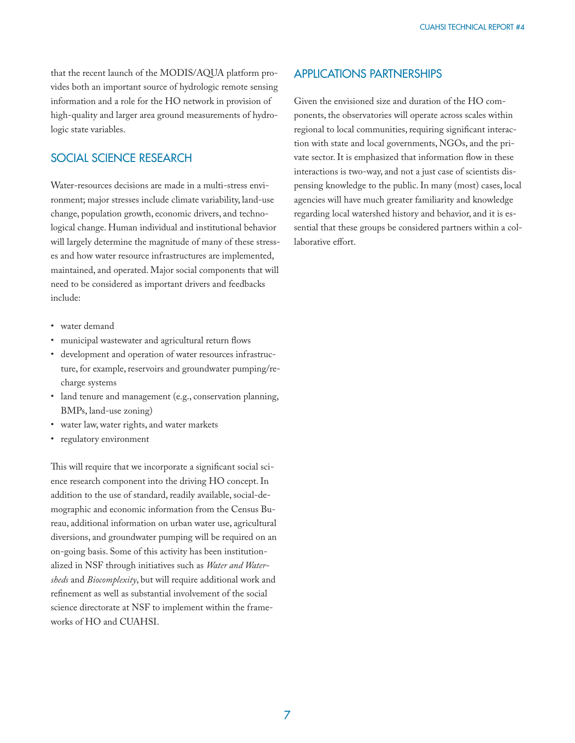that the recent launch of the MODIS/AQUA platform provides both an important source of hydrologic remote sensing information and a role for the HO network in provision of high-quality and larger area ground measurements of hydrologic state variables.

## SOCIAL SCIENCE RESEARCH

Water-resources decisions are made in a multi-stress environment; major stresses include climate variability, land-use change, population growth, economic drivers, and technological change. Human individual and institutional behavior will largely determine the magnitude of many of these stresses and how water resource infrastructures are implemented, maintained, and operated. Major social components that will need to be considered as important drivers and feedbacks include:

- water demand
- municipal wastewater and agricultural return flows
- development and operation of water resources infrastructure, for example, reservoirs and groundwater pumping/recharge systems
- land tenure and management (e.g., conservation planning, BMPs, land-use zoning)
- water law, water rights, and water markets
- regulatory environment

This will require that we incorporate a significant social science research component into the driving HO concept. In addition to the use of standard, readily available, social-demographic and economic information from the Census Bureau, additional information on urban water use, agricultural diversions, and groundwater pumping will be required on an on-going basis. Some of this activity has been institutionalized in NSF through initiatives such as *Water and Watersheds* and *Biocomplexity*, but will require additional work and refinement as well as substantial involvement of the social science directorate at NSF to implement within the frameworks of HO and CUAHSI.

## APPLICATIONS PARTNERSHIPS

Given the envisioned size and duration of the HO components, the observatories will operate across scales within regional to local communities, requiring significant interaction with state and local governments, NGOs, and the private sector. It is emphasized that information flow in these interactions is two-way, and not a just case of scientists dispensing knowledge to the public. In many (most) cases, local agencies will have much greater familiarity and knowledge regarding local watershed history and behavior, and it is essential that these groups be considered partners within a collaborative effort.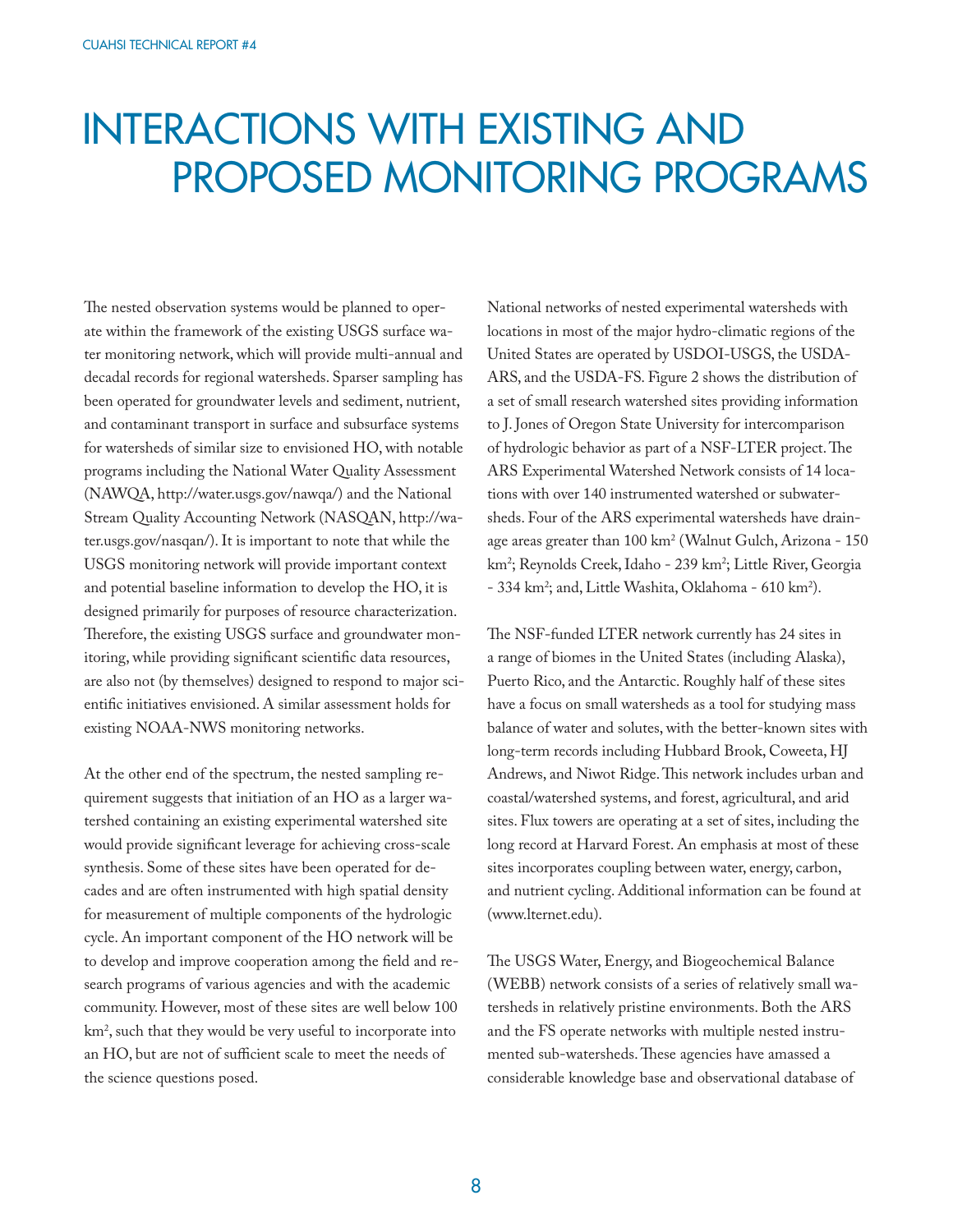# INTERACTIONS WITH EXISTING AND PROPOSED MONITORING PROGRAMS

The nested observation systems would be planned to operate within the framework of the existing USGS surface water monitoring network, which will provide multi-annual and decadal records for regional watersheds. Sparser sampling has been operated for groundwater levels and sediment, nutrient, and contaminant transport in surface and subsurface systems for watersheds of similar size to envisioned HO, with notable programs including the National Water Quality Assessment (NAWQA, http://water.usgs.gov/nawqa/) and the National Stream Quality Accounting Network (NASQAN, http://water.usgs.gov/nasqan/). It is important to note that while the USGS monitoring network will provide important context and potential baseline information to develop the HO, it is designed primarily for purposes of resource characterization. Therefore, the existing USGS surface and groundwater monitoring, while providing significant scientific data resources, are also not (by themselves) designed to respond to major scientific initiatives envisioned. A similar assessment holds for existing NOAA-NWS monitoring networks.

At the other end of the spectrum, the nested sampling requirement suggests that initiation of an HO as a larger watershed containing an existing experimental watershed site would provide significant leverage for achieving cross-scale synthesis. Some of these sites have been operated for decades and are often instrumented with high spatial density for measurement of multiple components of the hydrologic cycle. An important component of the HO network will be to develop and improve cooperation among the field and research programs of various agencies and with the academic community. However, most of these sites are well below 100 km$^2$, such that they would be very useful to incorporate into an HO, but are not of sufficient scale to meet the needs of the science questions posed.

National networks of nested experimental watersheds with locations in most of the major hydro-climatic regions of the United States are operated by USDOI-USGS, the USDA-ARS, and the USDA-FS. Figure 2 shows the distribution of a set of small research watershed sites providing information to J. Jones of Oregon State University for intercomparison of hydrologic behavior as part of a NSF-LTER project. The ARS Experimental Watershed Network consists of 14 locations with over 140 instrumented watershed or subwatersheds. Four of the ARS experimental watersheds have drainage areas greater than 100 km$^2$ (Walnut Gulch, Arizona - 150 km$^2$; Reynolds Creek, Idaho - 239 km$^2$; Little River, Georgia - 334 km$^2$; and, Little Washita, Oklahoma - 610 km$^2$).

The NSF-funded LTER network currently has 24 sites in a range of biomes in the United States (including Alaska), Puerto Rico, and the Antarctic. Roughly half of these sites have a focus on small watersheds as a tool for studying mass balance of water and solutes, with the better-known sites with long-term records including Hubbard Brook, Coweeta, HJ Andrews, and Niwot Ridge. This network includes urban and coastal/watershed systems, and forest, agricultural, and arid sites. Flux towers are operating at a set of sites, including the long record at Harvard Forest. An emphasis at most of these sites incorporates coupling between water, energy, carbon, and nutrient cycling. Additional information can be found at (www.lternet.edu).

The USGS Water, Energy, and Biogeochemical Balance (WEBB) network consists of a series of relatively small watersheds in relatively pristine environments. Both the ARS and the FS operate networks with multiple nested instrumented sub-watersheds. These agencies have amassed a considerable knowledge base and observational database of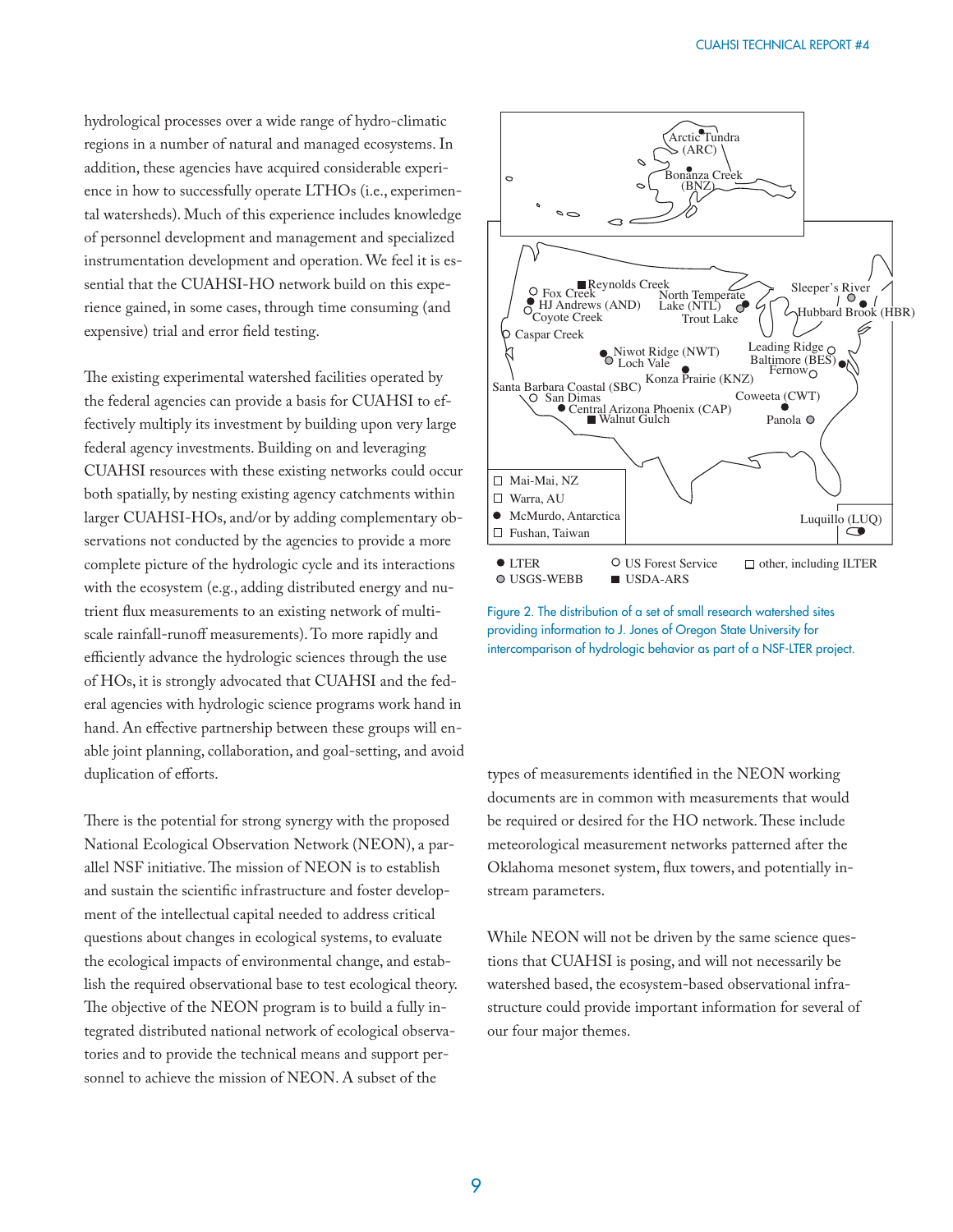hydrological processes over a wide range of hydro-climatic regions in a number of natural and managed ecosystems. In addition, these agencies have acquired considerable experience in how to successfully operate LTHOs (i.e., experimental watersheds). Much of this experience includes knowledge of personnel development and management and specialized instrumentation development and operation. We feel it is essential that the CUAHSI-HO network build on this experience gained, in some cases, through time consuming (and expensive) trial and error field testing.

The existing experimental watershed facilities operated by the federal agencies can provide a basis for CUAHSI to effectively multiply its investment by building upon very large federal agency investments. Building on and leveraging CUAHSI resources with these existing networks could occur both spatially, by nesting existing agency catchments within larger CUAHSI-HOs, and/or by adding complementary observations not conducted by the agencies to provide a more complete picture of the hydrologic cycle and its interactions with the ecosystem (e.g., adding distributed energy and nutrient flux measurements to an existing network of multi-scale rainfall-runoff measurements). To more rapidly and efficiently advance the hydrologic sciences through the use of HOs, it is strongly advocated that CUAHSI and the federal agencies with hydrologic science programs work hand in hand. An effective partnership between these groups will enable joint planning, collaboration, and goal-setting, and avoid duplication of efforts.

There is the potential for strong synergy with the proposed National Ecological Observation Network (NEON), a parallel NSF initiative. The mission of NEON is to establish and sustain the scientific infrastructure and foster development of the intellectual capital needed to address critical questions about changes in ecological systems, to evaluate the ecological impacts of environmental change, and establish the required observational base to test ecological theory. The objective of the NEON program is to build a fully integrated distributed national network of ecological observatories and to provide the technical means and support personnel to achieve the mission of NEON. A subset of the types of measurements identified in the NEON working documents are in common with measurements that would be required or desired for the HO network. These include meteorological measurement networks patterned after the Oklahoma mesonet system, flux towers, and potentially in-stream parameters.

While NEON will not be driven by the same science questions that CUAHSI is posing, and will not necessarily be watershed based, the ecosystem-based observational infrastructure could provide important information for several of our four major themes.

Figure 2. The distribution of a set of small research watershed sites providing information to J. Jones of Oregon State University for intercomparison of hydrologic behavior as part of a NSF-LTER project.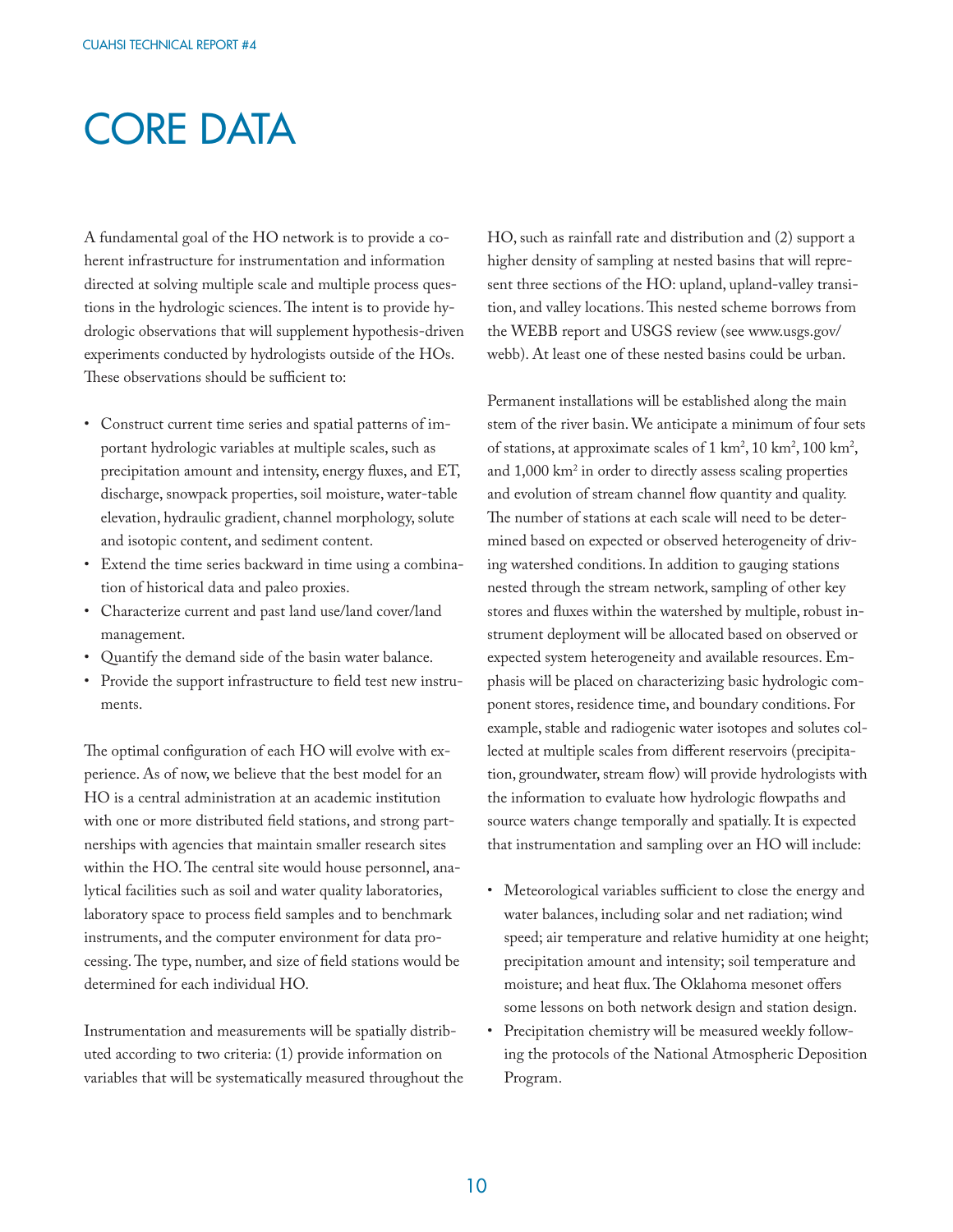// CORE DATA

A fundamental goal of the HO network is to provide a coherent infrastructure for instrumentation and information directed at solving multiple scale and multiple process questions in the hydrologic sciences. The intent is to provide hydrologic observations that will supplement hypothesis-driven experiments conducted by hydrologists outside of the HOs. These observations should be sufficient to:

- Construct current time series and spatial patterns of important hydrologic variables at multiple scales, such as precipitation amount and intensity, energy fluxes, and ET, discharge, snowpack properties, soil moisture, water-table elevation, hydraulic gradient, channel morphology, solute and isotopic content, and sediment content.
- Extend the time series backward in time using a combination of historical data and paleo proxies.
- Characterize current and past land use/land cover/land management.
- Quantify the demand side of the basin water balance.
- Provide the support infrastructure to field test new instruments.

The optimal configuration of each HO will evolve with experience. As of now, we believe that the best model for an HO is a central administration at an academic institution with one or more distributed field stations, and strong partnerships with agencies that maintain smaller research sites within the HO. The central site would house personnel, analytical facilities such as soil and water quality laboratories, laboratory space to process field samples and to benchmark instruments, and the computer environment for data processing. The type, number, and size of field stations would be determined for each individual HO.

Instrumentation and measurements will be spatially distributed according to two criteria: (1) provide information on variables that will be systematically measured throughout the HO, such as rainfall rate and distribution and (2) support a higher density of sampling at nested basins that will represent three sections of the HO: upland, upland-valley transition, and valley locations. This nested scheme borrows from the WEBB report and USGS review (see www.usgs.gov/webb). At least one of these nested basins could be urban.

Permanent installations will be established along the main stem of the river basin. We anticipate a minimum of four sets of stations, at approximate scales of 1 $km^2$, 10 $km^2$, 100 $km^2$, and 1,000 $km^2$ in order to directly assess scaling properties and evolution of stream channel flow quantity and quality. The number of stations at each scale will need to be determined based on expected or observed heterogeneity of driving watershed conditions. In addition to gauging stations nested through the stream network, sampling of other key stores and fluxes within the watershed by multiple, robust instrument deployment will be allocated based on observed or expected system heterogeneity and available resources. Emphasis will be placed on characterizing basic hydrologic component stores, residence time, and boundary conditions. For example, stable and radiogenic water isotopes and solutes collected at multiple scales from different reservoirs (precipitation, groundwater, stream flow) will provide hydrologists with the information to evaluate how hydrologic flowpaths and source waters change temporally and spatially. It is expected that instrumentation and sampling over an HO will include:

- Meteorological variables sufficient to close the energy and water balances, including solar and net radiation; wind speed; air temperature and relative humidity at one height; precipitation amount and intensity; soil temperature and moisture; and heat flux. The Oklahoma mesonet offers some lessons on both network design and station design.
- Precipitation chemistry will be measured weekly following the protocols of the National Atmospheric Deposition Program.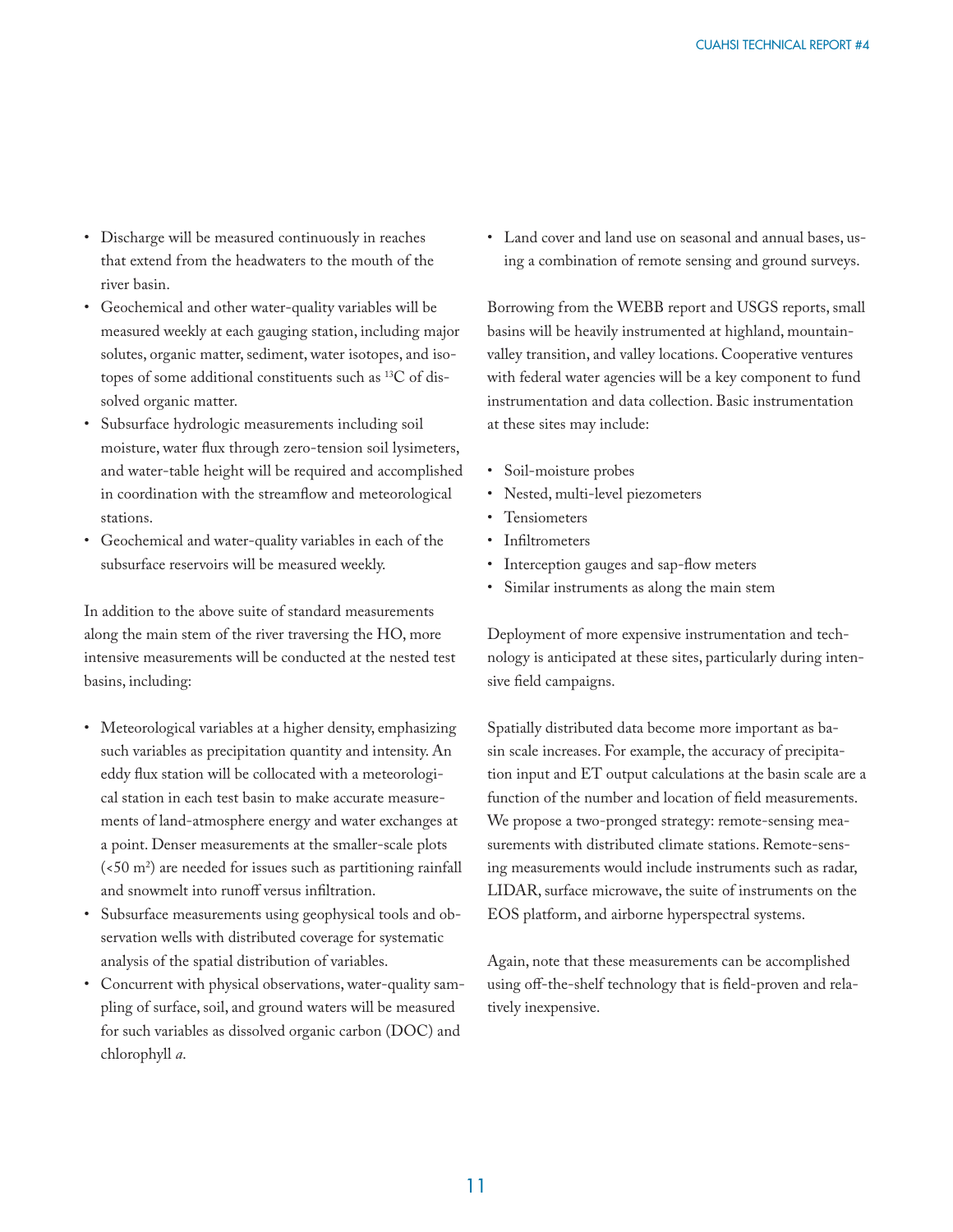- Discharge will be measured continuously in reaches that extend from the headwaters to the mouth of the river basin.
- Geochemical and other water-quality variables will be measured weekly at each gauging station, including major solutes, organic matter, sediment, water isotopes, and isotopes of some additional constituents such as $^{13}C$ of dissolved organic matter.
- Subsurface hydrologic measurements including soil moisture, water flux through zero-tension soil lysimeters, and water-table height will be required and accomplished in coordination with the streamflow and meteorological stations.
- Geochemical and water-quality variables in each of the subsurface reservoirs will be measured weekly.

In addition to the above suite of standard measurements along the main stem of the river traversing the HO, more intensive measurements will be conducted at the nested test basins, including:

- Meteorological variables at a higher density, emphasizing such variables as precipitation quantity and intensity. An eddy flux station will be collocated with a meteorological station in each test basin to make accurate measurements of land-atmosphere energy and water exchanges at a point. Denser measurements at the smaller-scale plots ($<50\ m^2$) are needed for issues such as partitioning rainfall and snowmelt into runoff versus infiltration.
- Subsurface measurements using geophysical tools and observation wells with distributed coverage for systematic analysis of the spatial distribution of variables.
- Concurrent with physical observations, water-quality sampling of surface, soil, and ground waters will be measured for such variables as dissolved organic carbon (DOC) and chlorophyll *a*.
- Land cover and land use on seasonal and annual bases, using a combination of remote sensing and ground surveys.

Borrowing from the WEBB report and USGS reports, small basins will be heavily instrumented at highland, mountain-valley transition, and valley locations. Cooperative ventures with federal water agencies will be a key component to fund instrumentation and data collection. Basic instrumentation at these sites may include:

- Soil-moisture probes
- Nested, multi-level piezometers
- Tensiometers
- Infiltrometers
- Interception gauges and sap-flow meters
- Similar instruments as along the main stem

Deployment of more expensive instrumentation and technology is anticipated at these sites, particularly during intensive field campaigns.

Spatially distributed data become more important as basin scale increases. For example, the accuracy of precipitation input and ET output calculations at the basin scale are a function of the number and location of field measurements. We propose a two-pronged strategy: remote-sensing measurements with distributed climate stations. Remote-sensing measurements would include instruments such as radar, LIDAR, surface microwave, the suite of instruments on the EOS platform, and airborne hyperspectral systems.

Again, note that these measurements can be accomplished using off-the-shelf technology that is field-proven and relatively inexpensive.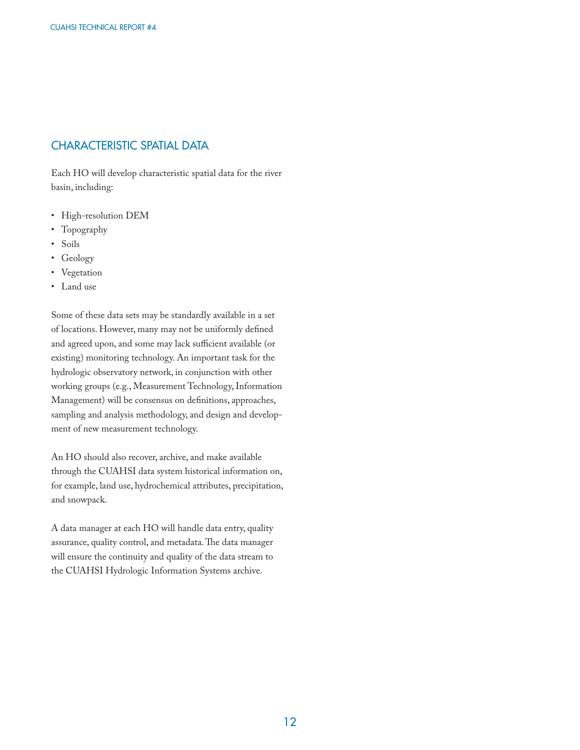## CHARACTERISTIC SPATIAL DATA

Each HO will develop characteristic spatial data for the river basin, including:

- High-resolution DEM
- Topography
- Soils
- Geology
- Vegetation
- Land use

Some of these data sets may be standardly available in a set of locations. However, many may not be uniformly defined and agreed upon, and some may lack sufficient available (or existing) monitoring technology. An important task for the hydrologic observatory network, in conjunction with other working groups (e.g., Measurement Technology, Information Management) will be consensus on definitions, approaches, sampling and analysis methodology, and design and development of new measurement technology.

An HO should also recover, archive, and make available through the CUAHSI data system historical information on, for example, land use, hydrochemical attributes, precipitation, and snowpack.

A data manager at each HO will handle data entry, quality assurance, quality control, and metadata. The data manager will ensure the continuity and quality of the data stream to the CUAHSI Hydrologic Information Systems archive.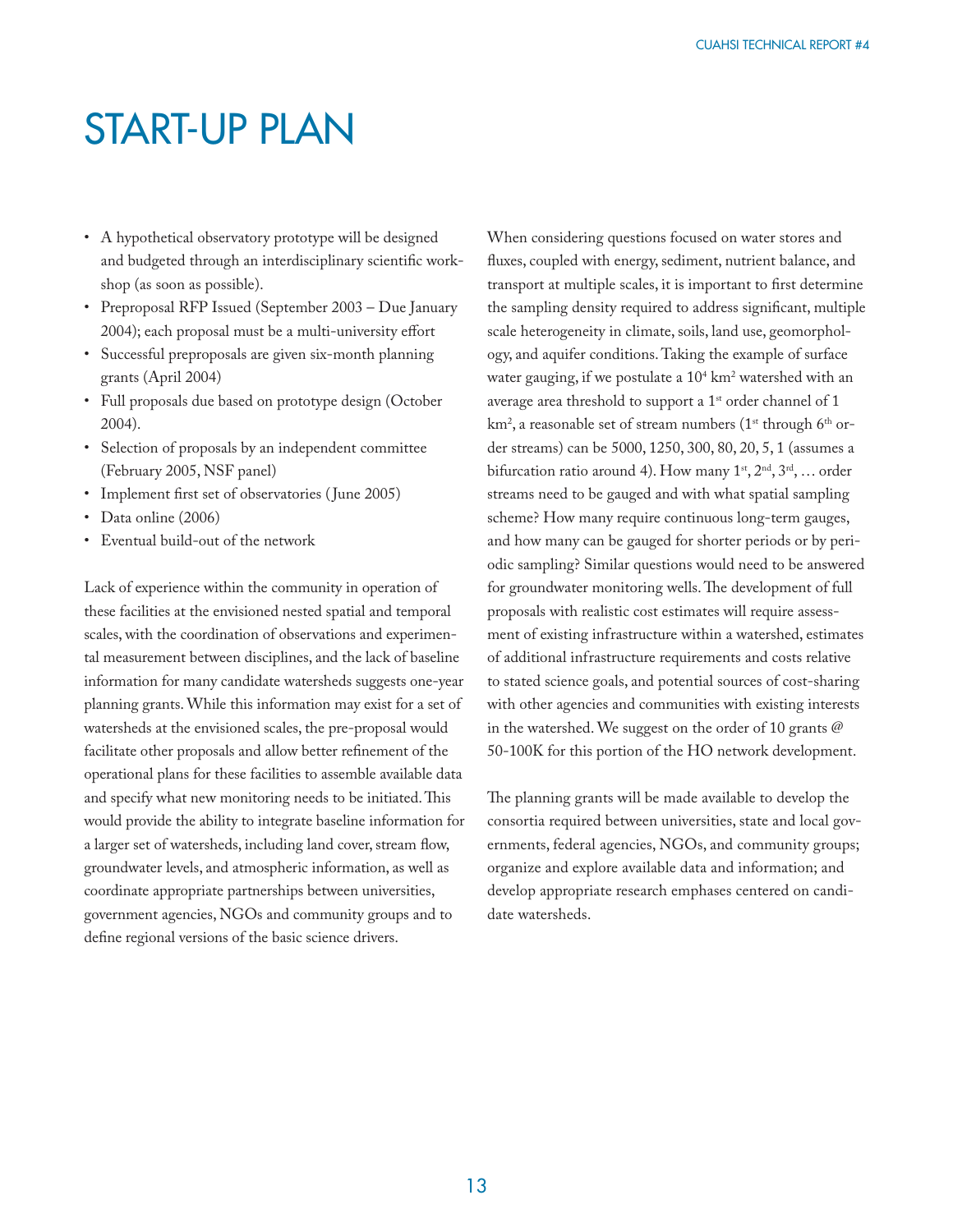# START-UP PLAN

- A hypothetical observatory prototype will be designed and budgeted through an interdisciplinary scientific workshop (as soon as possible).
- Preproposal RFP Issued (September 2003 – Due January 2004); each proposal must be a multi-university effort
- Successful preproposals are given six-month planning grants (April 2004)
- Full proposals due based on prototype design (October 2004).
- Selection of proposals by an independent committee (February 2005, NSF panel)
- Implement first set of observatories (June 2005)
- Data online (2006)
- Eventual build-out of the network

Lack of experience within the community in operation of these facilities at the envisioned nested spatial and temporal scales, with the coordination of observations and experimental measurement between disciplines, and the lack of baseline information for many candidate watersheds suggests one-year planning grants. While this information may exist for a set of watersheds at the envisioned scales, the pre-proposal would facilitate other proposals and allow better refinement of the operational plans for these facilities to assemble available data and specify what new monitoring needs to be initiated. This would provide the ability to integrate baseline information for a larger set of watersheds, including land cover, stream flow, groundwater levels, and atmospheric information, as well as coordinate appropriate partnerships between universities, government agencies, NGOs and community groups and to define regional versions of the basic science drivers.

When considering questions focused on water stores and fluxes, coupled with energy, sediment, nutrient balance, and transport at multiple scales, it is important to first determine the sampling density required to address significant, multiple scale heterogeneity in climate, soils, land use, geomorphology, and aquifer conditions. Taking the example of surface water gauging, if we postulate a $10^4$ km$^2$ watershed with an average area threshold to support a 1$^{st}$ order channel of 1 km$^2$, a reasonable set of stream numbers (1$^{st}$ through 6$^{th}$ order streams) can be 5000, 1250, 300, 80, 20, 5, 1 (assumes a bifurcation ratio around 4). How many 1$^{st}$, 2$^{nd}$, 3$^{rd}$, … order streams need to be gauged and with what spatial sampling scheme? How many require continuous long-term gauges, and how many can be gauged for shorter periods or by periodic sampling? Similar questions would need to be answered for groundwater monitoring wells. The development of full proposals with realistic cost estimates will require assessment of existing infrastructure within a watershed, estimates of additional infrastructure requirements and costs relative to stated science goals, and potential sources of cost-sharing with other agencies and communities with existing interests in the watershed. We suggest on the order of 10 grants @ 50-100K for this portion of the HO network development.

The planning grants will be made available to develop the consortia required between universities, state and local governments, federal agencies, NGOs, and community groups; organize and explore available data and information; and develop appropriate research emphases centered on candidate watersheds.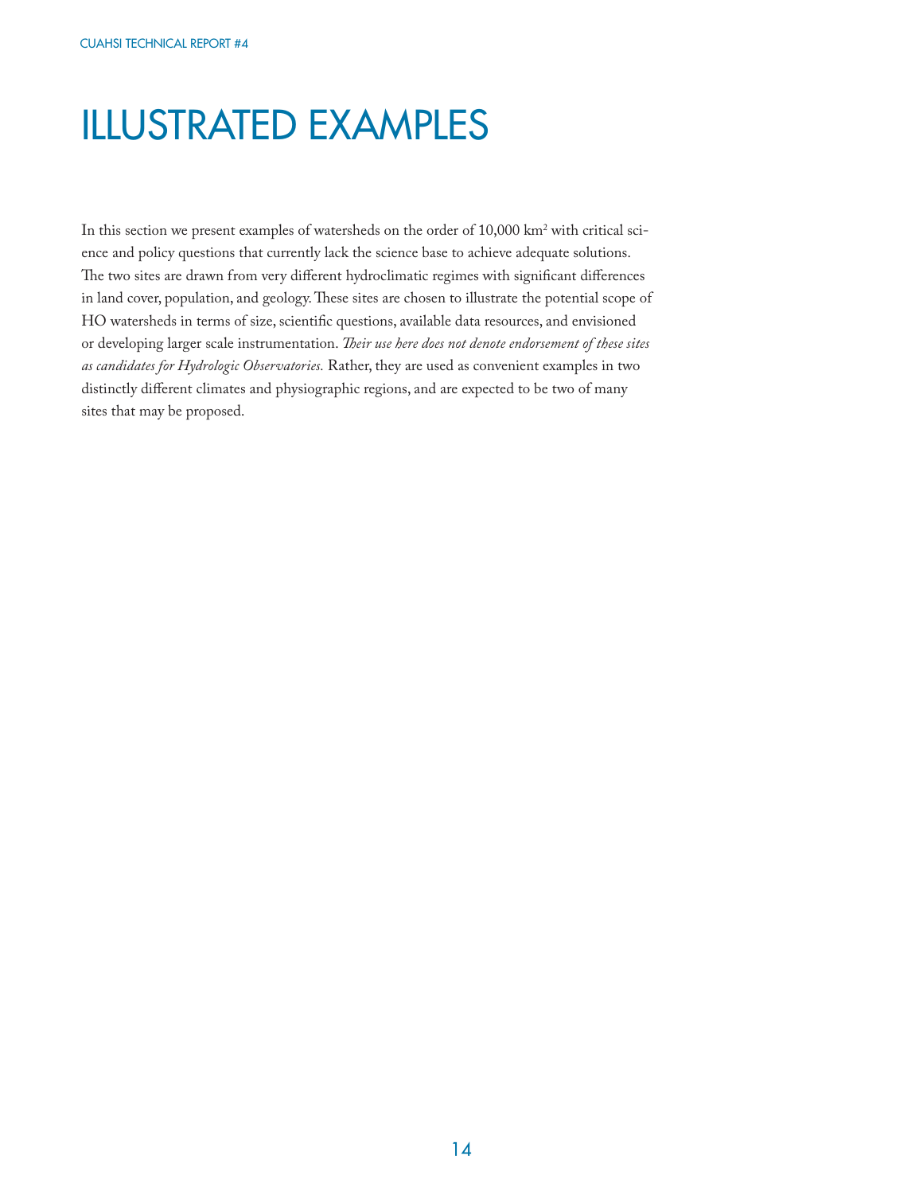# ILLUSTRATED EXAMPLES

In this section we present examples of watersheds on the order of 10,000 km$^2$ with critical science and policy questions that currently lack the science base to achieve adequate solutions. The two sites are drawn from very different hydroclimatic regimes with significant differences in land cover, population, and geology. These sites are chosen to illustrate the potential scope of HO watersheds in terms of size, scientific questions, available data resources, and envisioned or developing larger scale instrumentation. *Their use here does not denote endorsement of these sites as candidates for Hydrologic Observatories.* Rather, they are used as convenient examples in two distinctly different climates and physiographic regions, and are expected to be two of many sites that may be proposed.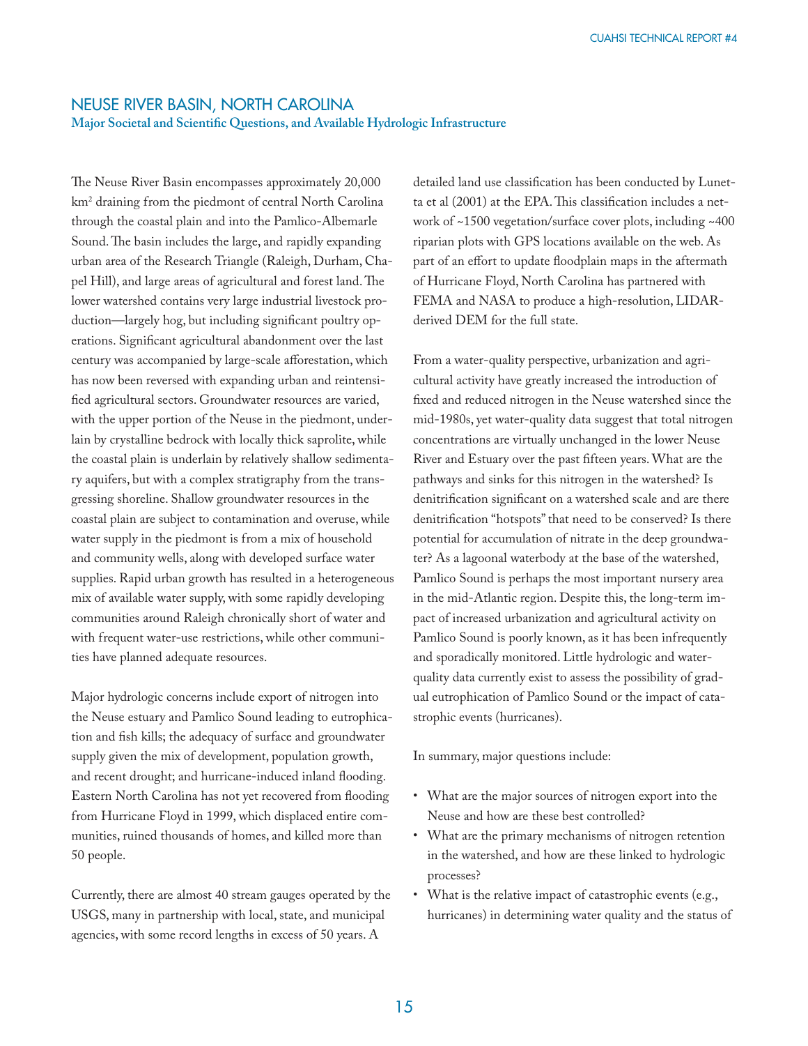## NEUSE RIVER BASIN, NORTH CAROLINA

**Major Societal and Scientific Questions, and Available Hydrologic Infrastructure**

The Neuse River Basin encompasses approximately 20,000 $km^2$ draining from the piedmont of central North Carolina through the coastal plain and into the Pamlico-Albemarle Sound. The basin includes the large, and rapidly expanding urban area of the Research Triangle (Raleigh, Durham, Chapel Hill), and large areas of agricultural and forest land. The lower watershed contains very large industrial livestock production—largely hog, but including significant poultry operations. Significant agricultural abandonment over the last century was accompanied by large-scale afforestation, which has now been reversed with expanding urban and reintensified agricultural sectors. Groundwater resources are varied, with the upper portion of the Neuse in the piedmont, underlain by crystalline bedrock with locally thick saprolite, while the coastal plain is underlain by relatively shallow sedimentary aquifers, but with a complex stratigraphy from the transgressing shoreline. Shallow groundwater resources in the coastal plain are subject to contamination and overuse, while water supply in the piedmont is from a mix of household and community wells, along with developed surface water supplies. Rapid urban growth has resulted in a heterogeneous mix of available water supply, with some rapidly developing communities around Raleigh chronically short of water and with frequent water-use restrictions, while other communities have planned adequate resources.

Major hydrologic concerns include export of nitrogen into the Neuse estuary and Pamlico Sound leading to eutrophication and fish kills; the adequacy of surface and groundwater supply given the mix of development, population growth, and recent drought; and hurricane-induced inland flooding. Eastern North Carolina has not yet recovered from flooding from Hurricane Floyd in 1999, which displaced entire communities, ruined thousands of homes, and killed more than 50 people.

Currently, there are almost 40 stream gauges operated by the USGS, many in partnership with local, state, and municipal agencies, with some record lengths in excess of 50 years. A detailed land use classification has been conducted by Lunetta et al (2001) at the EPA. This classification includes a network of ~1500 vegetation/surface cover plots, including ~400 riparian plots with GPS locations available on the web. As part of an effort to update floodplain maps in the aftermath of Hurricane Floyd, North Carolina has partnered with FEMA and NASA to produce a high-resolution, LIDAR-derived DEM for the full state.

From a water-quality perspective, urbanization and agricultural activity have greatly increased the introduction of fixed and reduced nitrogen in the Neuse watershed since the mid-1980s, yet water-quality data suggest that total nitrogen concentrations are virtually unchanged in the lower Neuse River and Estuary over the past fifteen years. What are the pathways and sinks for this nitrogen in the watershed? Is denitrification significant on a watershed scale and are there denitrification "hotspots" that need to be conserved? Is there potential for accumulation of nitrate in the deep groundwater? As a lagoonal waterbody at the base of the watershed, Pamlico Sound is perhaps the most important nursery area in the mid-Atlantic region. Despite this, the long-term impact of increased urbanization and agricultural activity on Pamlico Sound is poorly known, as it has been infrequently and sporadically monitored. Little hydrologic and water-quality data currently exist to assess the possibility of gradual eutrophication of Pamlico Sound or the impact of catastrophic events (hurricanes).

In summary, major questions include:

- What are the major sources of nitrogen export into the Neuse and how are these best controlled?
- What are the primary mechanisms of nitrogen retention in the watershed, and how are these linked to hydrologic processes?
- What is the relative impact of catastrophic events (e.g., hurricanes) in determining water quality and the status of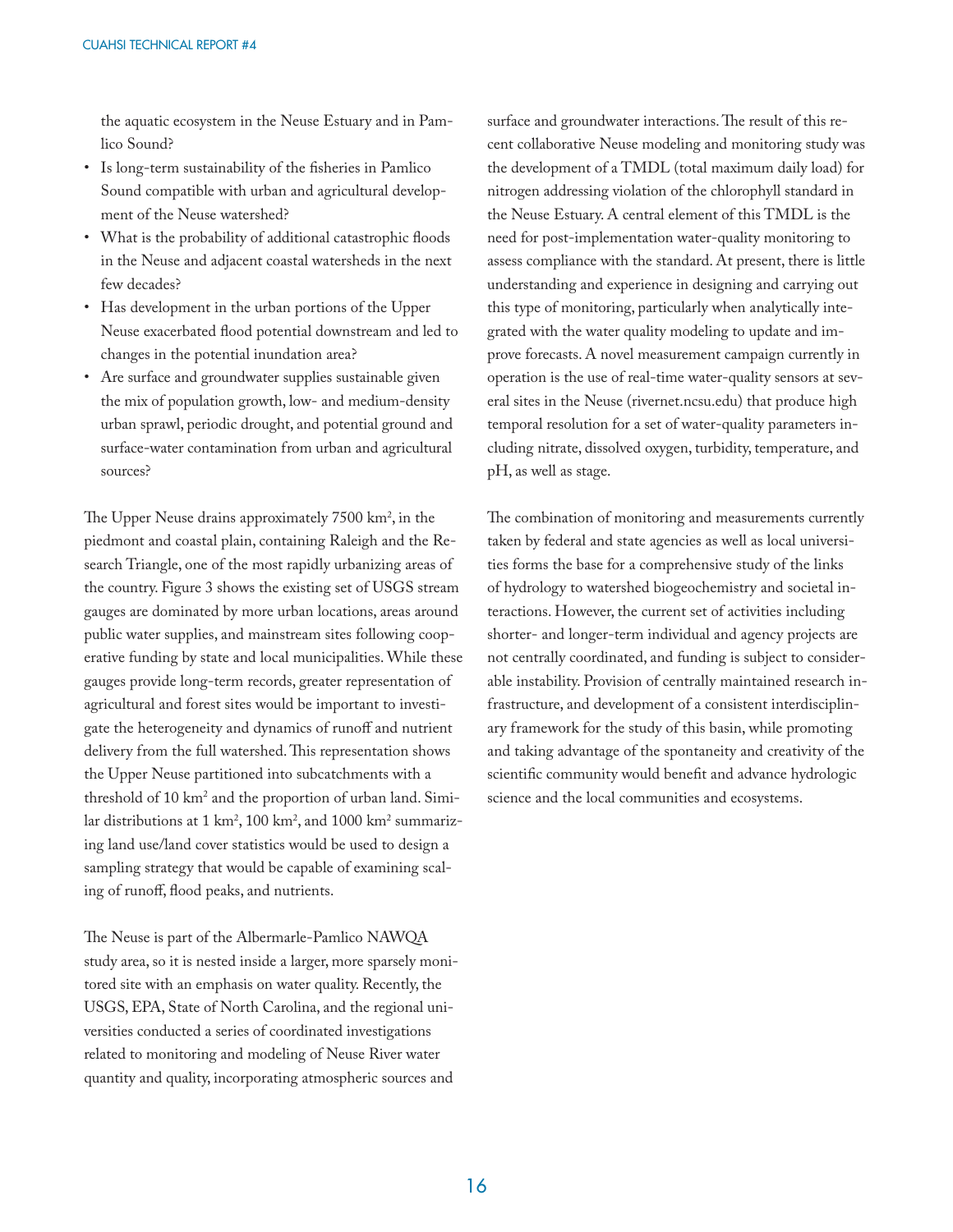the aquatic ecosystem in the Neuse Estuary and in Pamlico Sound?

- Is long-term sustainability of the fisheries in Pamlico Sound compatible with urban and agricultural development of the Neuse watershed?
- What is the probability of additional catastrophic floods in the Neuse and adjacent coastal watersheds in the next few decades?
- Has development in the urban portions of the Upper Neuse exacerbated flood potential downstream and led to changes in the potential inundation area?
- Are surface and groundwater supplies sustainable given the mix of population growth, low- and medium-density urban sprawl, periodic drought, and potential ground and surface-water contamination from urban and agricultural sources?

The Upper Neuse drains approximately 7500 km$^2$, in the piedmont and coastal plain, containing Raleigh and the Research Triangle, one of the most rapidly urbanizing areas of the country. Figure 3 shows the existing set of USGS stream gauges are dominated by more urban locations, areas around public water supplies, and mainstream sites following cooperative funding by state and local municipalities. While these gauges provide long-term records, greater representation of agricultural and forest sites would be important to investigate the heterogeneity and dynamics of runoff and nutrient delivery from the full watershed. This representation shows the Upper Neuse partitioned into subcatchments with a threshold of 10 km$^2$ and the proportion of urban land. Similar distributions at 1 km$^2$, 100 km$^2$, and 1000 km$^2$ summarizing land use/land cover statistics would be used to design a sampling strategy that would be capable of examining scaling of runoff, flood peaks, and nutrients.

The Neuse is part of the Albermarle-Pamlico NAWQA study area, so it is nested inside a larger, more sparsely monitored site with an emphasis on water quality. Recently, the USGS, EPA, State of North Carolina, and the regional universities conducted a series of coordinated investigations related to monitoring and modeling of Neuse River water quantity and quality, incorporating atmospheric sources and surface and groundwater interactions. The result of this recent collaborative Neuse modeling and monitoring study was the development of a TMDL (total maximum daily load) for nitrogen addressing violation of the chlorophyll standard in the Neuse Estuary. A central element of this TMDL is the need for post-implementation water-quality monitoring to assess compliance with the standard. At present, there is little understanding and experience in designing and carrying out this type of monitoring, particularly when analytically integrated with the water quality modeling to update and improve forecasts. A novel measurement campaign currently in operation is the use of real-time water-quality sensors at several sites in the Neuse (rivernet.ncsu.edu) that produce high temporal resolution for a set of water-quality parameters including nitrate, dissolved oxygen, turbidity, temperature, and pH, as well as stage.

The combination of monitoring and measurements currently taken by federal and state agencies as well as local universities forms the base for a comprehensive study of the links of hydrology to watershed biogeochemistry and societal interactions. However, the current set of activities including shorter- and longer-term individual and agency projects are not centrally coordinated, and funding is subject to considerable instability. Provision of centrally maintained research infrastructure, and development of a consistent interdisciplinary framework for the study of this basin, while promoting and taking advantage of the spontaneity and creativity of the scientific community would benefit and advance hydrologic science and the local communities and ecosystems.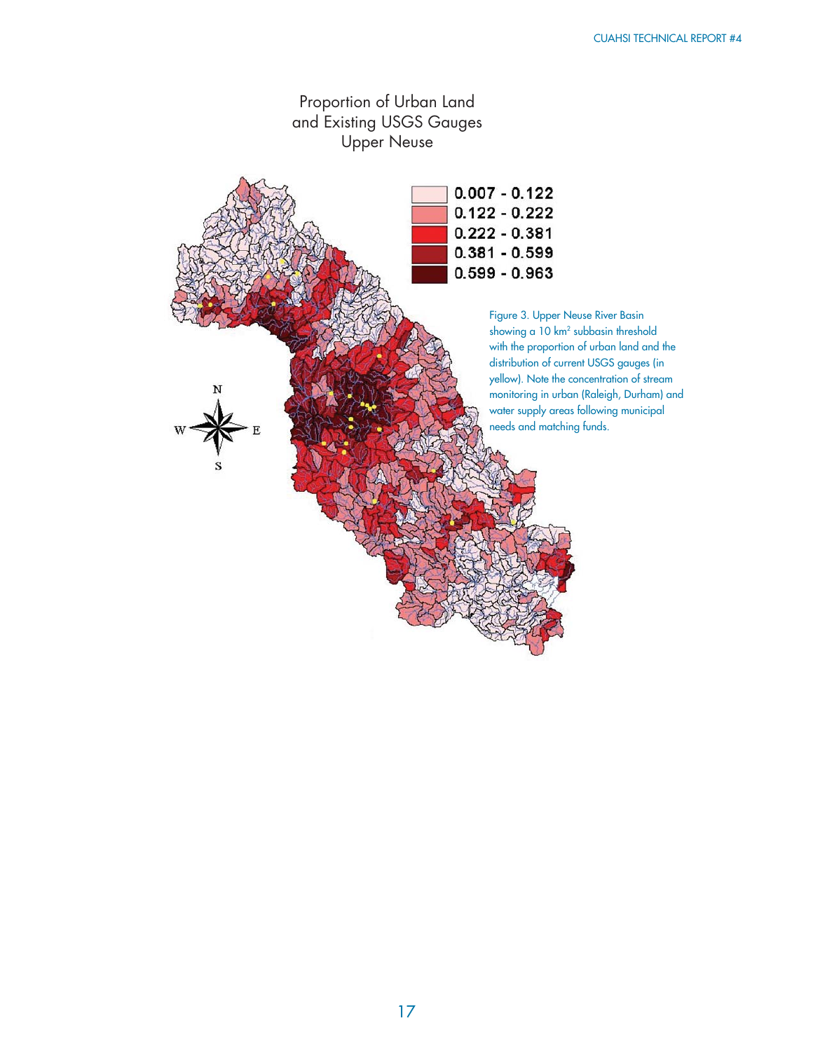Proportion of Urban Land
and Existing USGS Gauges
Upper Neuse

| |
|---|
| 0.007 - 0.122 |
| 0.122 - 0.222 |
| 0.222 - 0.381 |
| 0.381 - 0.599 |
| 0.599 - 0.963 |

Figure 3. Upper Neuse River Basin showing a 10 km$^2$ subbasin threshold with the proportion of urban land and the distribution of current USGS gauges (in yellow). Note the concentration of stream monitoring in urban (Raleigh, Durham) and water supply areas following municipal needs and matching funds.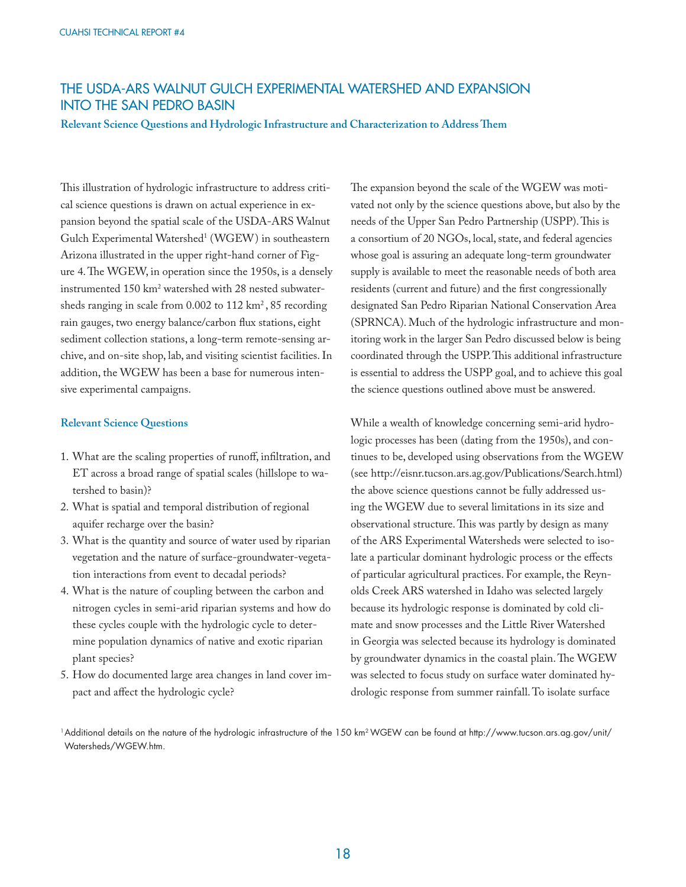# THE USDA-ARS WALNUT GULCH EXPERIMENTAL WATERSHED AND EXPANSION INTO THE SAN PEDRO BASIN

**Relevant Science Questions and Hydrologic Infrastructure and Characterization to Address Them**

This illustration of hydrologic infrastructure to address critical science questions is drawn on actual experience in expansion beyond the spatial scale of the USDA-ARS Walnut Gulch Experimental Watershed[1] (WGEW) in southeastern Arizona illustrated in the upper right-hand corner of Figure 4. The WGEW, in operation since the 1950s, is a densely instrumented 150 km$^2$ watershed with 28 nested subwatersheds ranging in scale from 0.002 to 112 km$^2$, 85 recording rain gauges, two energy balance/carbon flux stations, eight sediment collection stations, a long-term remote-sensing archive, and on-site shop, lab, and visiting scientist facilities. In addition, the WGEW has been a base for numerous intensive experimental campaigns.

### Relevant Science Questions

1. What are the scaling properties of runoff, infiltration, and ET across a broad range of spatial scales (hillslope to watershed to basin)?
2. What is spatial and temporal distribution of regional aquifer recharge over the basin?
3. What is the quantity and source of water used by riparian vegetation and the nature of surface-groundwater-vegetation interactions from event to decadal periods?
4. What is the nature of coupling between the carbon and nitrogen cycles in semi-arid riparian systems and how do these cycles couple with the hydrologic cycle to determine population dynamics of native and exotic riparian plant species?
5. How do documented large area changes in land cover impact and affect the hydrologic cycle?

The expansion beyond the scale of the WGEW was motivated not only by the science questions above, but also by the needs of the Upper San Pedro Partnership (USPP). This is a consortium of 20 NGOs, local, state, and federal agencies whose goal is assuring an adequate long-term groundwater supply is available to meet the reasonable needs of both area residents (current and future) and the first congressionally designated San Pedro Riparian National Conservation Area (SPRNCA). Much of the hydrologic infrastructure and monitoring work in the larger San Pedro discussed below is being coordinated through the USPP. This additional infrastructure is essential to address the USPP goal, and to achieve this goal the science questions outlined above must be answered.

While a wealth of knowledge concerning semi-arid hydrologic processes has been (dating from the 1950s), and continues to be, developed using observations from the WGEW (see http://eisnr.tucson.ars.ag.gov/Publications/Search.html) the above science questions cannot be fully addressed using the WGEW due to several limitations in its size and observational structure. This was partly by design as many of the ARS Experimental Watersheds were selected to isolate a particular dominant hydrologic process or the effects of particular agricultural practices. For example, the Reynolds Creek ARS watershed in Idaho was selected largely because its hydrologic response is dominated by cold climate and snow processes and the Little River Watershed in Georgia was selected because its hydrology is dominated by groundwater dynamics in the coastal plain. The WGEW was selected to focus study on surface water dominated hydrologic response from summer rainfall. To isolate surface

[1] Additional details on the nature of the hydrologic infrastructure of the 150 km$^2$ WGEW can be found at http://www.tucson.ars.ag.gov/unit/Watersheds/WGEW.htm.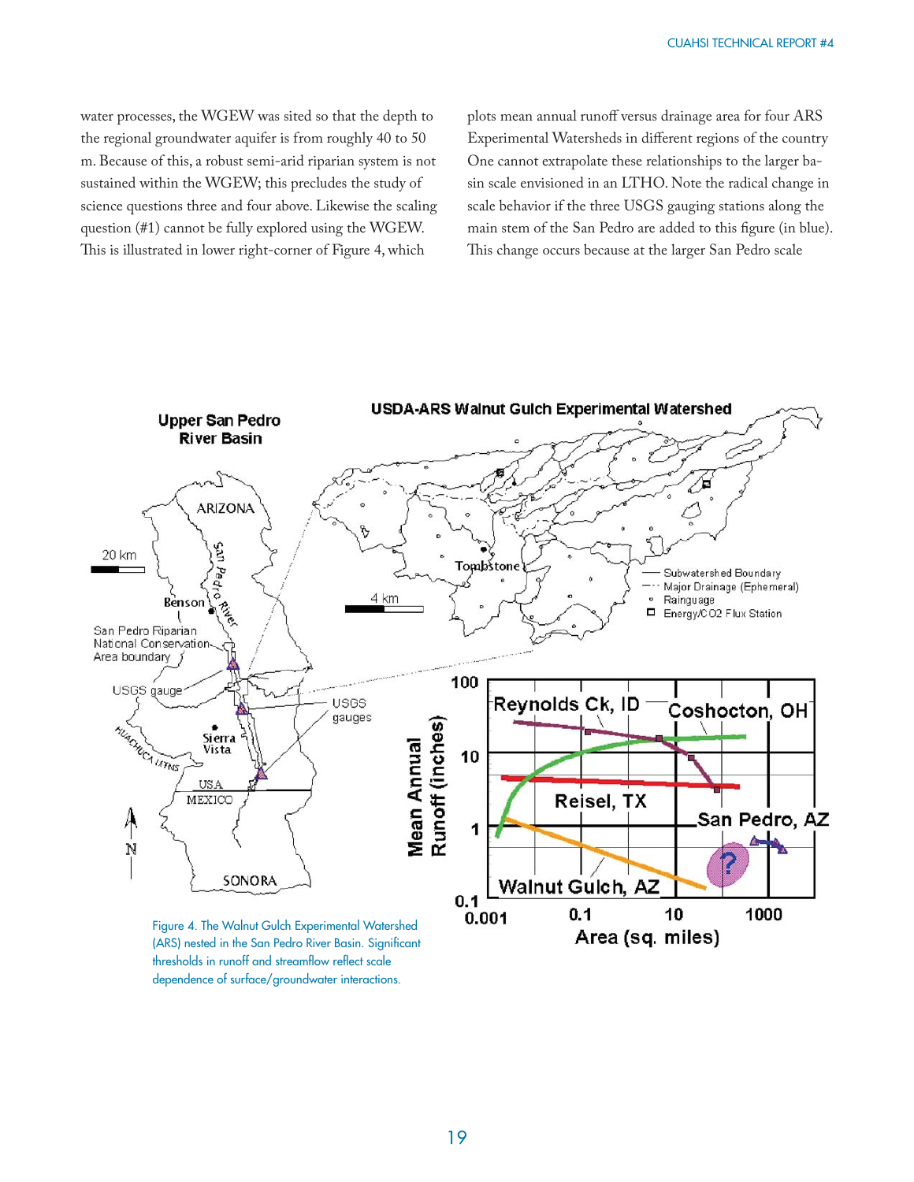water processes, the WGEW was sited so that the depth to the regional groundwater aquifer is from roughly 40 to 50 m. Because of this, a robust semi-arid riparian system is not sustained within the WGEW; this precludes the study of science questions three and four above. Likewise the scaling question (#1) cannot be fully explored using the WGEW. This is illustrated in lower right-corner of Figure 4, which plots mean annual runoff versus drainage area for four ARS Experimental Watersheds in different regions of the country One cannot extrapolate these relationships to the larger basin scale envisioned in an LTHO. Note the radical change in scale behavior if the three USGS gauging stations along the main stem of the San Pedro are added to this figure (in blue). This change occurs because at the larger San Pedro scale

Figure 4. The Walnut Gulch Experimental Watershed (ARS) nested in the San Pedro River Basin. Significant thresholds in runoff and streamflow reflect scale dependence of surface/groundwater interactions.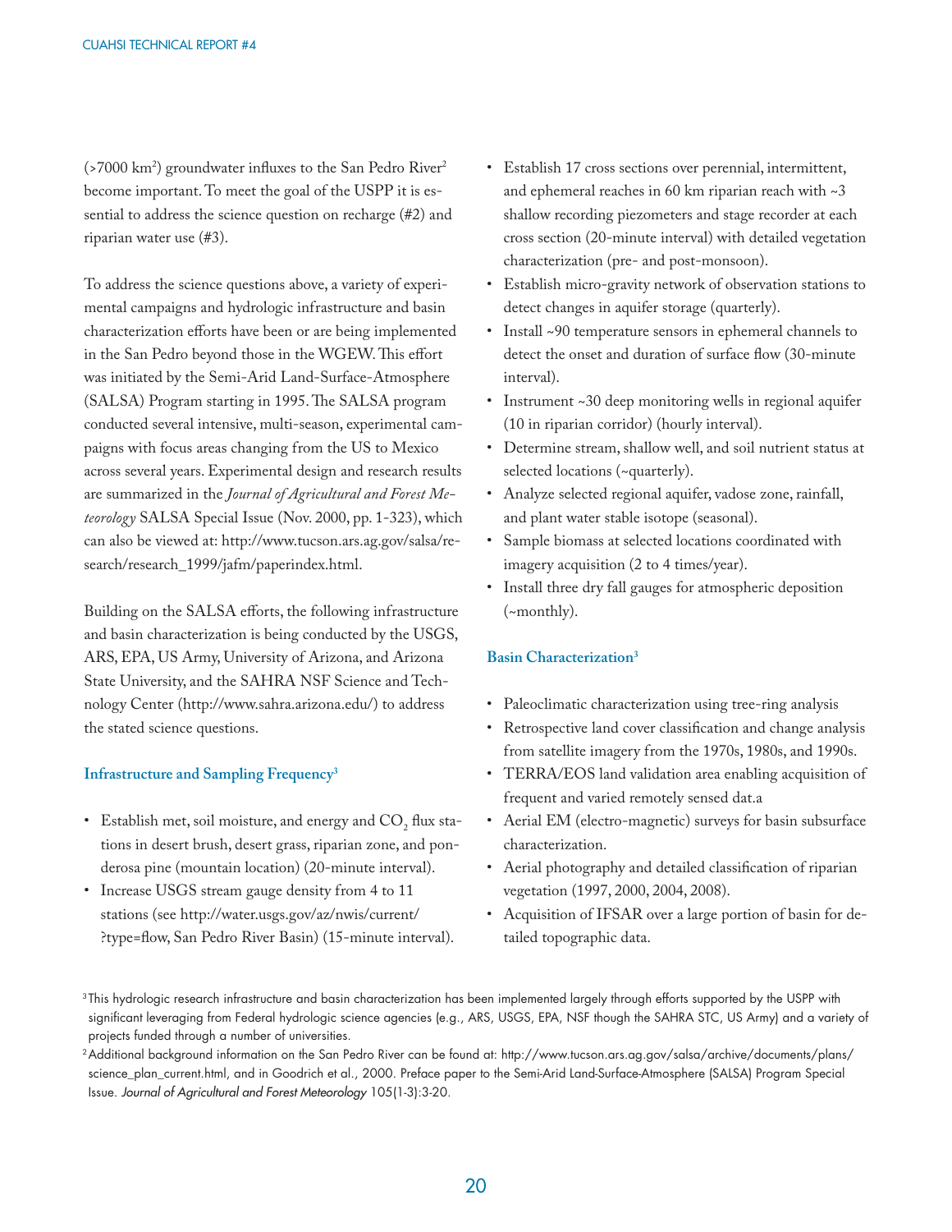(>7000 $km^2$) groundwater influxes to the San Pedro River[2] become important. To meet the goal of the USPP it is essential to address the science question on recharge (#2) and riparian water use (#3).

To address the science questions above, a variety of experimental campaigns and hydrologic infrastructure and basin characterization efforts have been or are being implemented in the San Pedro beyond those in the WGEW. This effort was initiated by the Semi-Arid Land-Surface-Atmosphere (SALSA) Program starting in 1995. The SALSA program conducted several intensive, multi-season, experimental campaigns with focus areas changing from the US to Mexico across several years. Experimental design and research results are summarized in the *Journal of Agricultural and Forest Meteorology* SALSA Special Issue (Nov. 2000, pp. 1-323), which can also be viewed at: http://www.tucson.ars.ag.gov/salsa/research/research_1999/jafm/paperindex.html.

Building on the SALSA efforts, the following infrastructure and basin characterization is being conducted by the USGS, ARS, EPA, US Army, University of Arizona, and Arizona State University, and the SAHRA NSF Science and Technology Center (http://www.sahra.arizona.edu/) to address the stated science questions.

### Infrastructure and Sampling Frequency[3]

- Establish met, soil moisture, and energy and $CO_2$ flux stations in desert brush, desert grass, riparian zone, and ponderosa pine (mountain location) (20-minute interval).
- Increase USGS stream gauge density from 4 to 11 stations (see http://water.usgs.gov/az/nwis/current/?type=flow, San Pedro River Basin) (15-minute interval).
- Establish 17 cross sections over perennial, intermittent, and ephemeral reaches in 60 km riparian reach with ~3 shallow recording piezometers and stage recorder at each cross section (20-minute interval) with detailed vegetation characterization (pre- and post-monsoon).
- Establish micro-gravity network of observation stations to detect changes in aquifer storage (quarterly).
- Install ~90 temperature sensors in ephemeral channels to detect the onset and duration of surface flow (30-minute interval).
- Instrument ~30 deep monitoring wells in regional aquifer (10 in riparian corridor) (hourly interval).
- Determine stream, shallow well, and soil nutrient status at selected locations (~quarterly).
- Analyze selected regional aquifer, vadose zone, rainfall, and plant water stable isotope (seasonal).
- Sample biomass at selected locations coordinated with imagery acquisition (2 to 4 times/year).
- Install three dry fall gauges for atmospheric deposition (~monthly).

### Basin Characterization[3]

- Paleoclimatic characterization using tree-ring analysis
- Retrospective land cover classification and change analysis from satellite imagery from the 1970s, 1980s, and 1990s.
- TERRA/EOS land validation area enabling acquisition of frequent and varied remotely sensed dat.a
- Aerial EM (electro-magnetic) surveys for basin subsurface characterization.
- Aerial photography and detailed classification of riparian vegetation (1997, 2000, 2004, 2008).
- Acquisition of IFSAR over a large portion of basin for detailed topographic data.

[3] This hydrologic research infrastructure and basin characterization has been implemented largely through efforts supported by the USPP with significant leveraging from Federal hydrologic science agencies (e.g., ARS, USGS, EPA, NSF though the SAHRA STC, US Army) and a variety of projects funded through a number of universities.

[2] Additional background information on the San Pedro River can be found at: http://www.tucson.ars.ag.gov/salsa/archive/documents/plans/science_plan_current.html, and in Goodrich et al., 2000. Preface paper to the Semi-Arid Land-Surface-Atmosphere (SALSA) Program Special Issue. *Journal of Agricultural and Forest Meteorology* 105(1-3):3-20.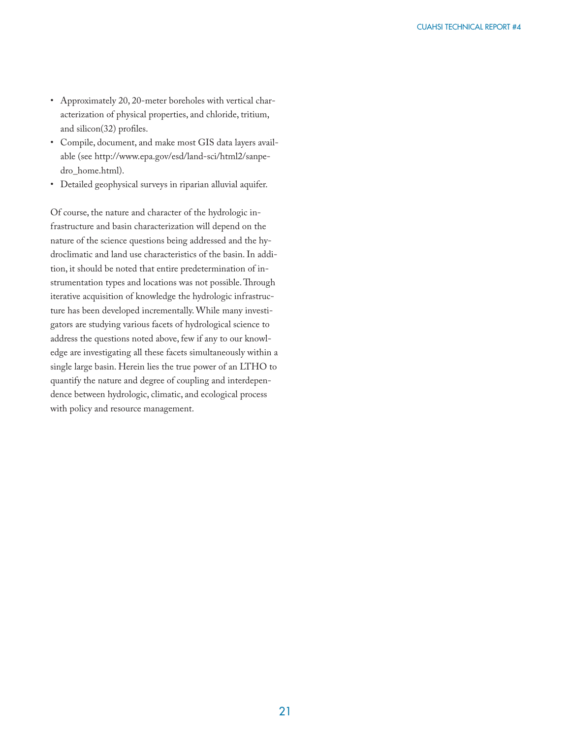- Approximately 20, 20-meter boreholes with vertical characterization of physical properties, and chloride, tritium, and silicon(32) profiles.
- Compile, document, and make most GIS data layers available (see http://www.epa.gov/esd/land-sci/html2/sanpedro_home.html).
- Detailed geophysical surveys in riparian alluvial aquifer.

Of course, the nature and character of the hydrologic infrastructure and basin characterization will depend on the nature of the science questions being addressed and the hydroclimatic and land use characteristics of the basin. In addition, it should be noted that entire predetermination of instrumentation types and locations was not possible. Through iterative acquisition of knowledge the hydrologic infrastructure has been developed incrementally. While many investigators are studying various facets of hydrological science to address the questions noted above, few if any to our knowledge are investigating all these facets simultaneously within a single large basin. Herein lies the true power of an LTHO to quantify the nature and degree of coupling and interdependence between hydrologic, climatic, and ecological process with policy and resource management.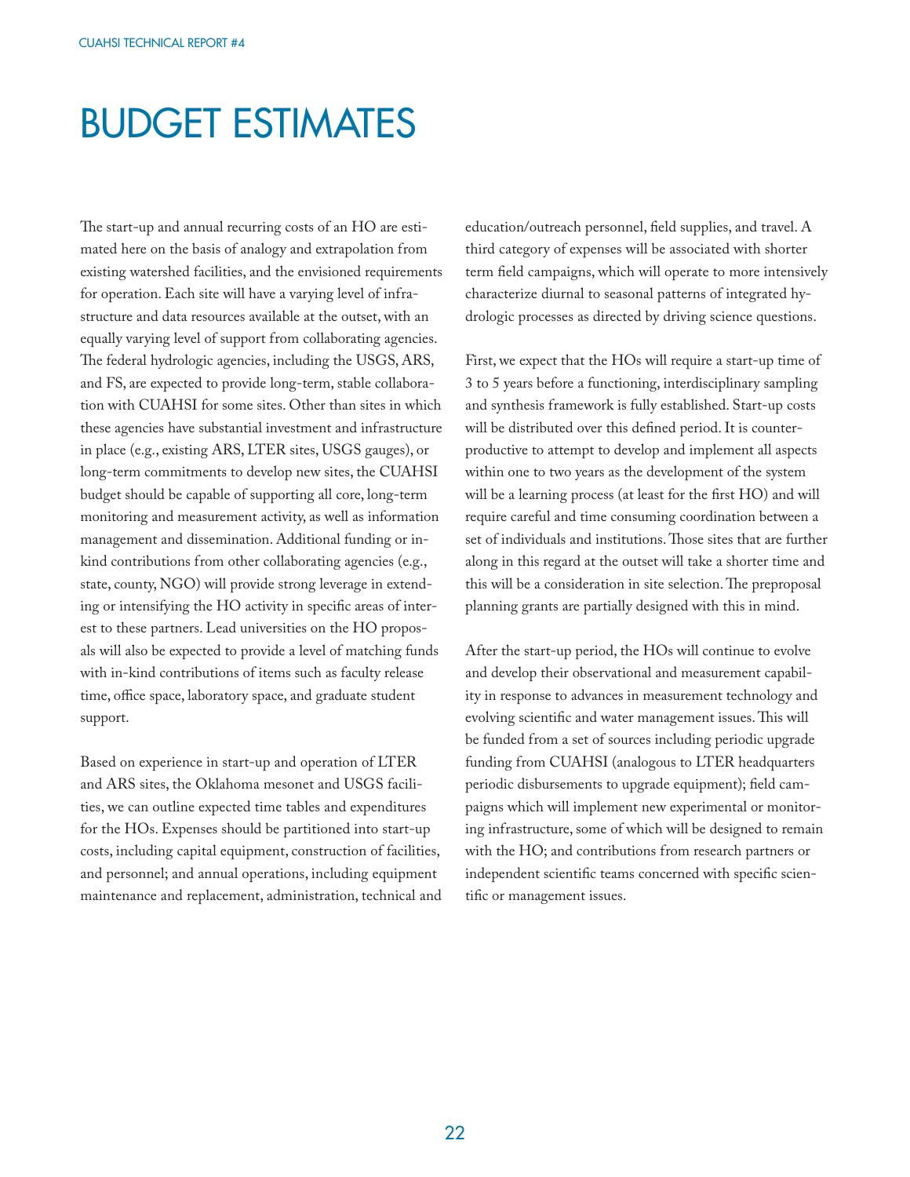# BUDGET ESTIMATES

The start-up and annual recurring costs of an HO are estimated here on the basis of analogy and extrapolation from existing watershed facilities, and the envisioned requirements for operation. Each site will have a varying level of infrastructure and data resources available at the outset, with an equally varying level of support from collaborating agencies. The federal hydrologic agencies, including the USGS, ARS, and FS, are expected to provide long-term, stable collaboration with CUAHSI for some sites. Other than sites in which these agencies have substantial investment and infrastructure in place (e.g., existing ARS, LTER sites, USGS gauges), or long-term commitments to develop new sites, the CUAHSI budget should be capable of supporting all core, long-term monitoring and measurement activity, as well as information management and dissemination. Additional funding or in-kind contributions from other collaborating agencies (e.g., state, county, NGO) will provide strong leverage in extending or intensifying the HO activity in specific areas of interest to these partners. Lead universities on the HO proposals will also be expected to provide a level of matching funds with in-kind contributions of items such as faculty release time, office space, laboratory space, and graduate student support.

Based on experience in start-up and operation of LTER and ARS sites, the Oklahoma mesonet and USGS facilities, we can outline expected time tables and expenditures for the HOs. Expenses should be partitioned into start-up costs, including capital equipment, construction of facilities, and personnel; and annual operations, including equipment maintenance and replacement, administration, technical and education/outreach personnel, field supplies, and travel. A third category of expenses will be associated with shorter term field campaigns, which will operate to more intensively characterize diurnal to seasonal patterns of integrated hydrologic processes as directed by driving science questions.

First, we expect that the HOs will require a start-up time of 3 to 5 years before a functioning, interdisciplinary sampling and synthesis framework is fully established. Start-up costs will be distributed over this defined period. It is counterproductive to attempt to develop and implement all aspects within one to two years as the development of the system will be a learning process (at least for the first HO) and will require careful and time consuming coordination between a set of individuals and institutions. Those sites that are further along in this regard at the outset will take a shorter time and this will be a consideration in site selection. The preproposal planning grants are partially designed with this in mind.

After the start-up period, the HOs will continue to evolve and develop their observational and measurement capability in response to advances in measurement technology and evolving scientific and water management issues. This will be funded from a set of sources including periodic upgrade funding from CUAHSI (analogous to LTER headquarters periodic disbursements to upgrade equipment); field campaigns which will implement new experimental or monitoring infrastructure, some of which will be designed to remain with the HO; and contributions from research partners or independent scientific teams concerned with specific scientific or management issues.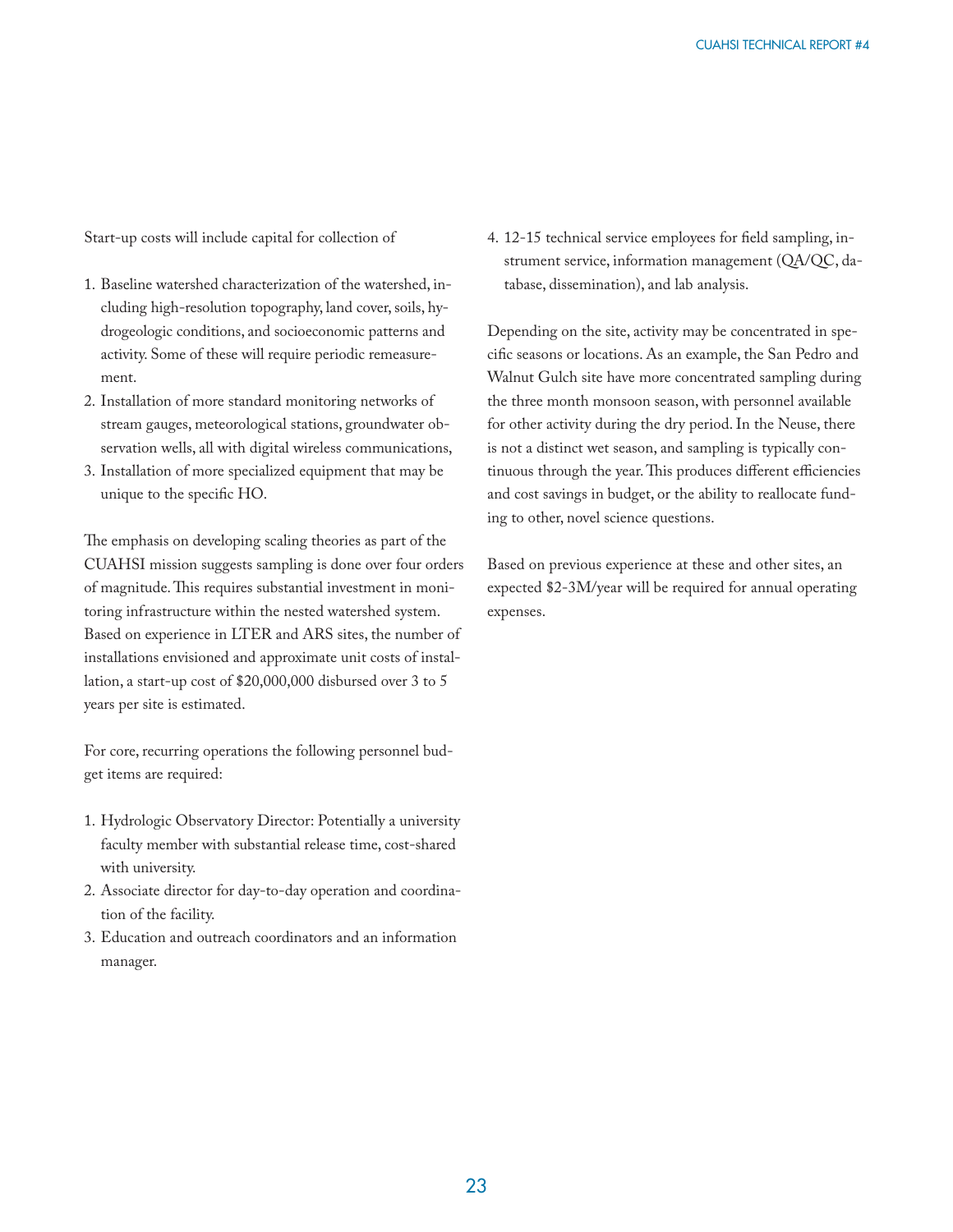Start-up costs will include capital for collection of

1. Baseline watershed characterization of the watershed, including high-resolution topography, land cover, soils, hydrogeologic conditions, and socioeconomic patterns and activity. Some of these will require periodic remeasurement.
2. Installation of more standard monitoring networks of stream gauges, meteorological stations, groundwater observation wells, all with digital wireless communications,
3. Installation of more specialized equipment that may be unique to the specific HO.

The emphasis on developing scaling theories as part of the CUAHSI mission suggests sampling is done over four orders of magnitude. This requires substantial investment in monitoring infrastructure within the nested watershed system. Based on experience in LTER and ARS sites, the number of installations envisioned and approximate unit costs of installation, a start-up cost of $20,000,000 disbursed over 3 to 5 years per site is estimated.

For core, recurring operations the following personnel budget items are required:

1. Hydrologic Observatory Director: Potentially a university faculty member with substantial release time, cost-shared with university.
2. Associate director for day-to-day operation and coordination of the facility.
3. Education and outreach coordinators and an information manager.
4. 12-15 technical service employees for field sampling, instrument service, information management (QA/QC, database, dissemination), and lab analysis.

Depending on the site, activity may be concentrated in specific seasons or locations. As an example, the San Pedro and Walnut Gulch site have more concentrated sampling during the three month monsoon season, with personnel available for other activity during the dry period. In the Neuse, there is not a distinct wet season, and sampling is typically continuous through the year. This produces different efficiencies and cost savings in budget, or the ability to reallocate funding to other, novel science questions.

Based on previous experience at these and other sites, an expected $2-3M/year will be required for annual operating expenses.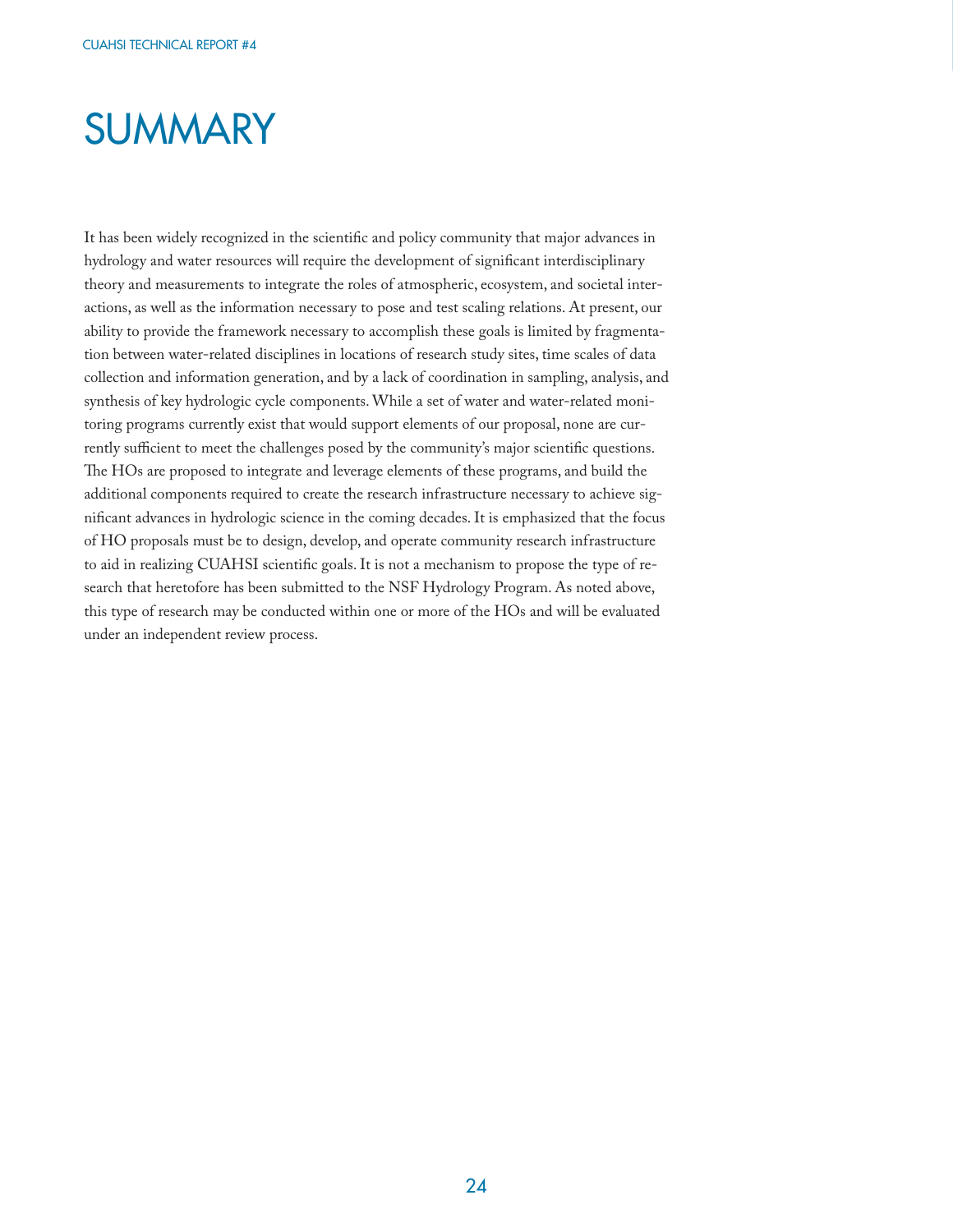# SUMMARY

It has been widely recognized in the scientific and policy community that major advances in hydrology and water resources will require the development of significant interdisciplinary theory and measurements to integrate the roles of atmospheric, ecosystem, and societal interactions, as well as the information necessary to pose and test scaling relations. At present, our ability to provide the framework necessary to accomplish these goals is limited by fragmentation between water-related disciplines in locations of research study sites, time scales of data collection and information generation, and by a lack of coordination in sampling, analysis, and synthesis of key hydrologic cycle components. While a set of water and water-related monitoring programs currently exist that would support elements of our proposal, none are currently sufficient to meet the challenges posed by the community's major scientific questions. The HOs are proposed to integrate and leverage elements of these programs, and build the additional components required to create the research infrastructure necessary to achieve significant advances in hydrologic science in the coming decades. It is emphasized that the focus of HO proposals must be to design, develop, and operate community research infrastructure to aid in realizing CUAHSI scientific goals. It is not a mechanism to propose the type of research that heretofore has been submitted to the NSF Hydrology Program. As noted above, this type of research may be conducted within one or more of the HOs and will be evaluated under an independent review process.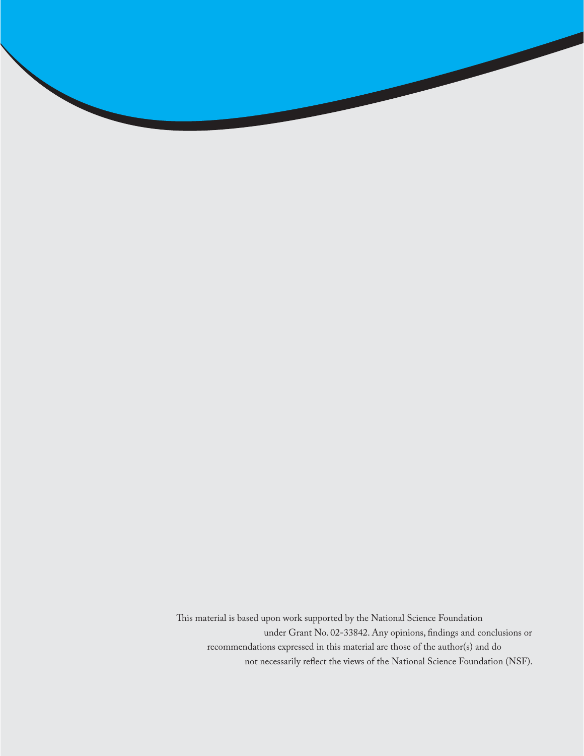This material is based upon work supported by the National Science Foundation under Grant No. 02-33842. Any opinions, findings and conclusions or recommendations expressed in this material are those of the author(s) and do not necessarily reflect the views of the National Science Foundation (NSF).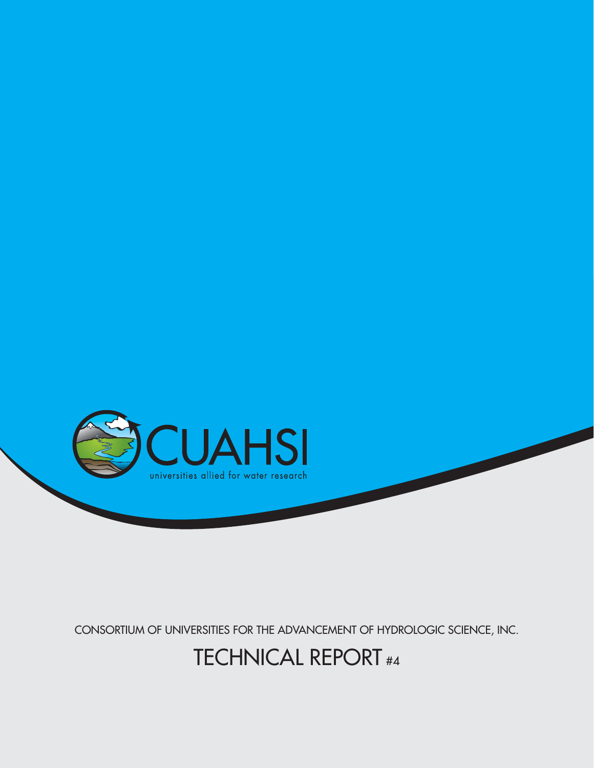CUAHSI

universities allied for water research

CONSORTIUM OF UNIVERSITIES FOR THE ADVANCEMENT OF HYDROLOGIC SCIENCE, INC.

TECHNICAL REPORT #4